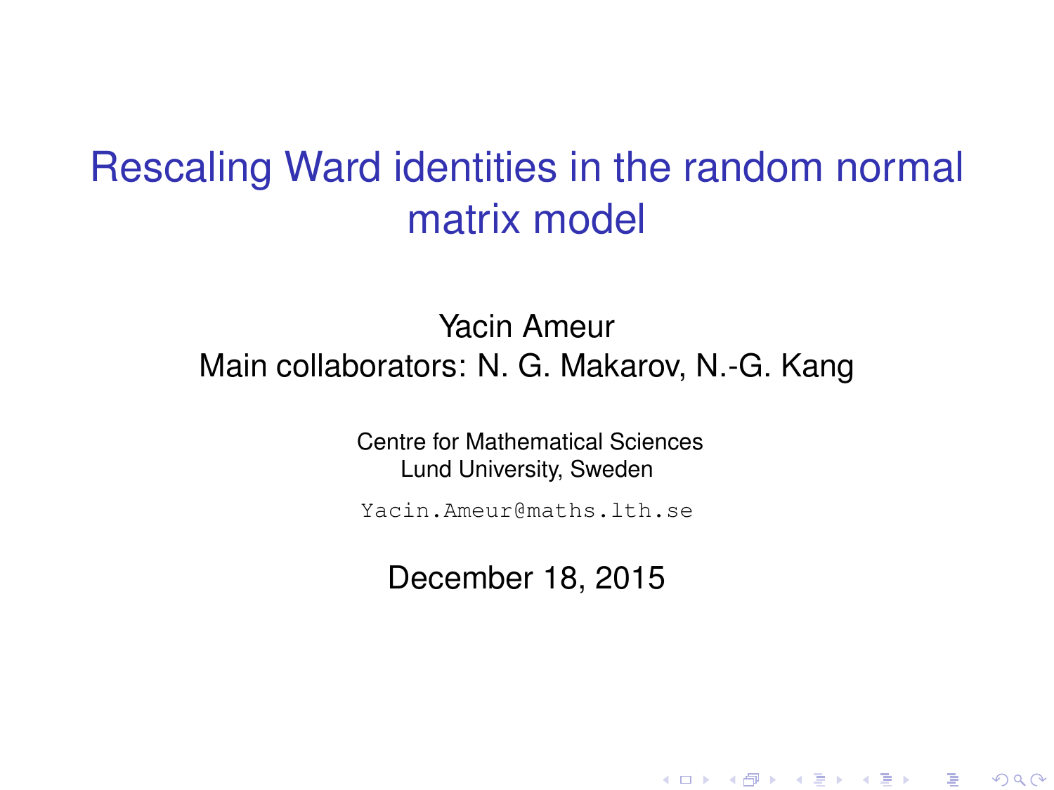# Rescaling Ward identities in the random normal matrix model

Yacin Ameur

Main collaborators: N. G. Makarov, N.-G. Kang

Centre for Mathematical Sciences
Lund University, Sweden

`Yacin.Ameur@maths.lth.se`

December 18, 2015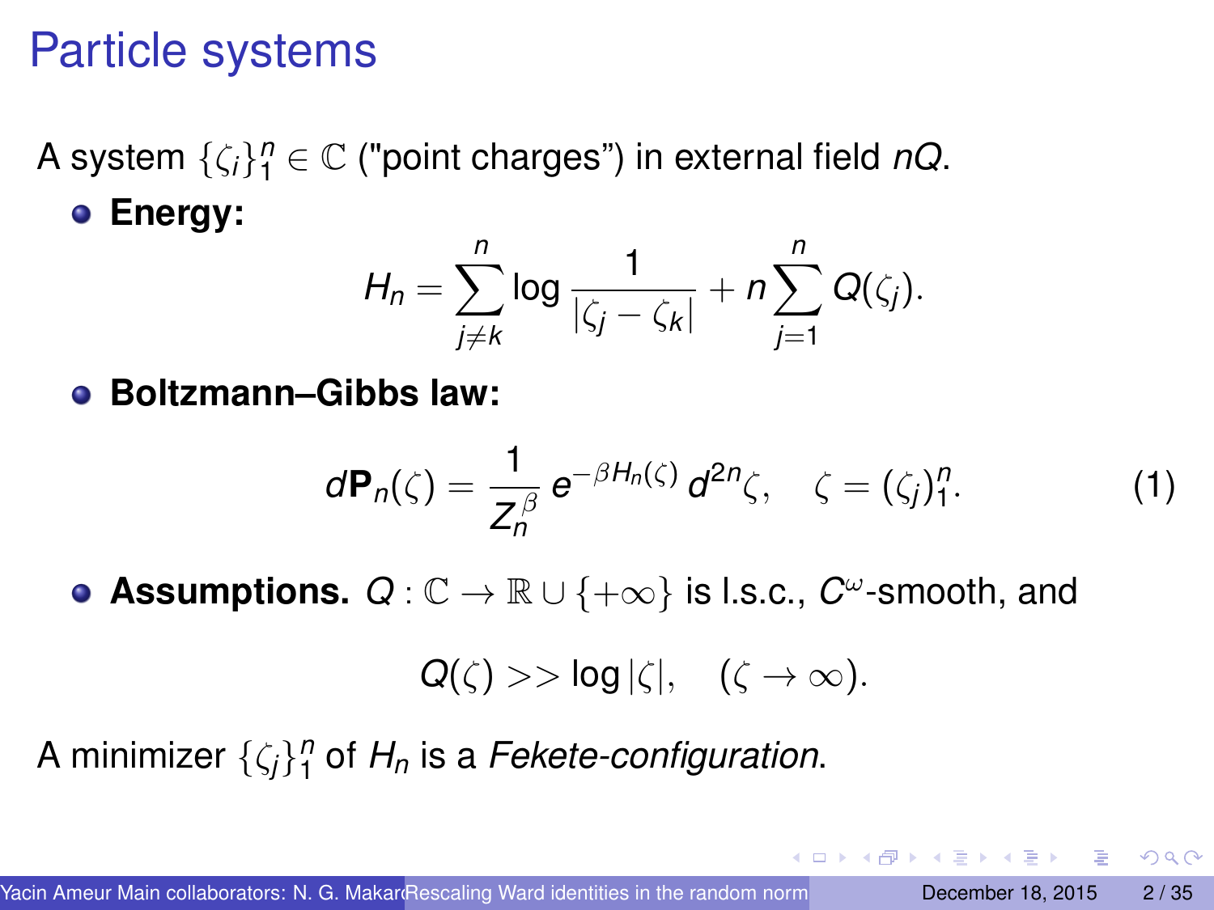# Particle systems

A system $\{\zeta_i\}_1^n \in \mathbb{C}$ ("point charges") in external field $nQ$.

- **Energy:**

$$H_n = \sum_{j \neq k}^{n} \log \frac{1}{|\zeta_j - \zeta_k|} + n \sum_{j=1}^{n} Q(\zeta_j).$$

- **Boltzmann–Gibbs law:**

$$d\mathbf{P}_n(\zeta) = \frac{1}{Z_n^\beta} \, e^{-\beta H_n(\zeta)} \, d^{2n}\zeta, \quad \zeta = (\zeta_j)_1^n. \tag{1}$$

- **Assumptions.** $Q : \mathbb{C} \to \mathbb{R} \cup \{+\infty\}$ is l.s.c., $C^\omega$-smooth, and

$$Q(\zeta) >> \log|\zeta|, \quad (\zeta \to \infty).$$

A minimizer $\{\zeta_j\}_1^n$ of $H_n$ is a *Fekete-configuration*.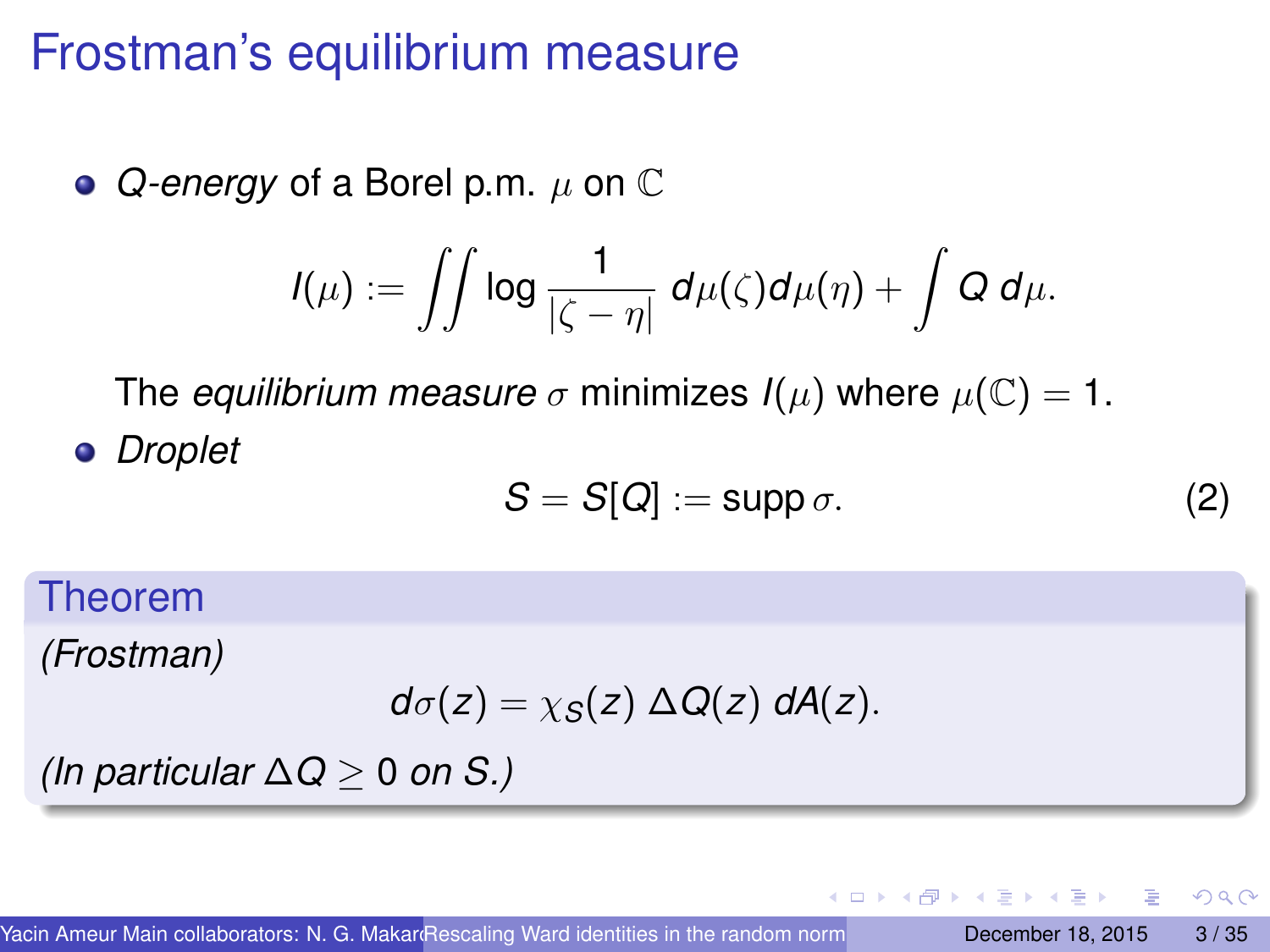# Frostman's equilibrium measure

- *Q-energy* of a Borel p.m. $\mu$ on $\mathbb{C}$

$$I(\mu) := \iint \log \frac{1}{|\zeta - \eta|} \, d\mu(\zeta) d\mu(\eta) + \int Q \, d\mu.$$

  The *equilibrium measure* $\sigma$ minimizes $I(\mu)$ where $\mu(\mathbb{C}) = 1$.

- *Droplet*

$$S = S[Q] := \operatorname{supp} \sigma. \tag{2}$$

**Theorem**

*(Frostman)*

$$d\sigma(z) = \chi_S(z) \, \Delta Q(z) \, dA(z).$$

*(In particular $\Delta Q \geq 0$ on $S$.)*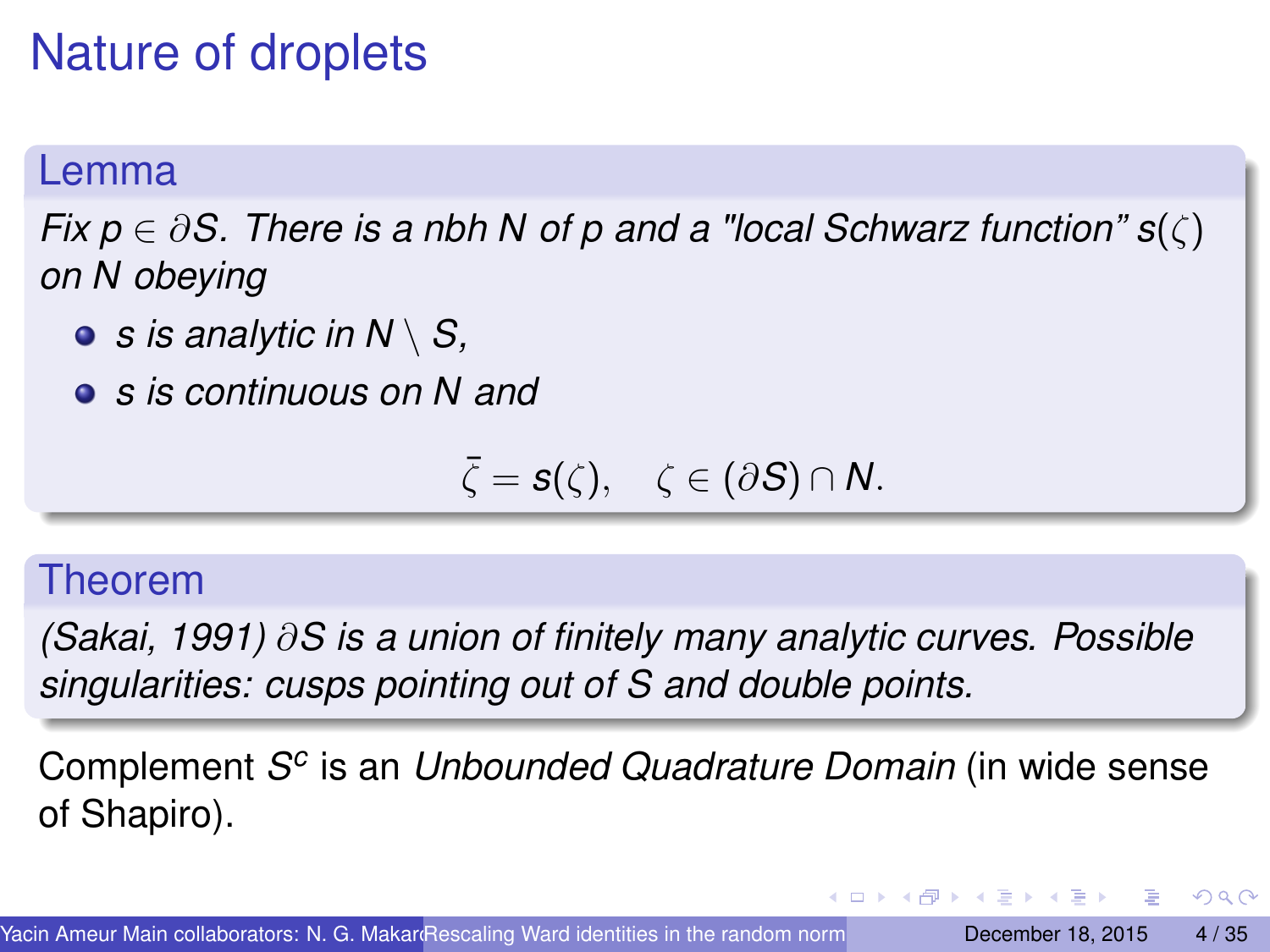# Nature of droplets

**Lemma**

*Fix $p \in \partial S$. There is a nbh $N$ of $p$ and a "local Schwarz function" $s(\zeta)$ on $N$ obeying*

- *$s$ is analytic in $N \setminus S$,*
- *$s$ is continuous on $N$ and*

$$\bar{\zeta} = s(\zeta), \quad \zeta \in (\partial S) \cap N.$$

**Theorem**

*(Sakai, 1991) $\partial S$ is a union of finitely many analytic curves. Possible singularities: cusps pointing out of $S$ and double points.*

Complement $S^c$ is an *Unbounded Quadrature Domain* (in wide sense of Shapiro).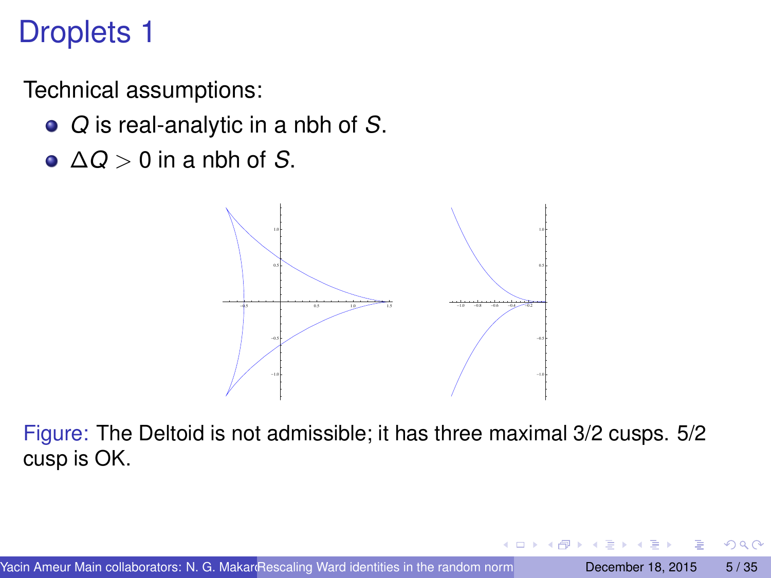# Droplets 1

Technical assumptions:

- $Q$ is real-analytic in a nbh of $S$.
- $\Delta Q > 0$ in a nbh of $S$.

Figure: The Deltoid is not admissible; it has three maximal 3/2 cusps. 5/2 cusp is OK.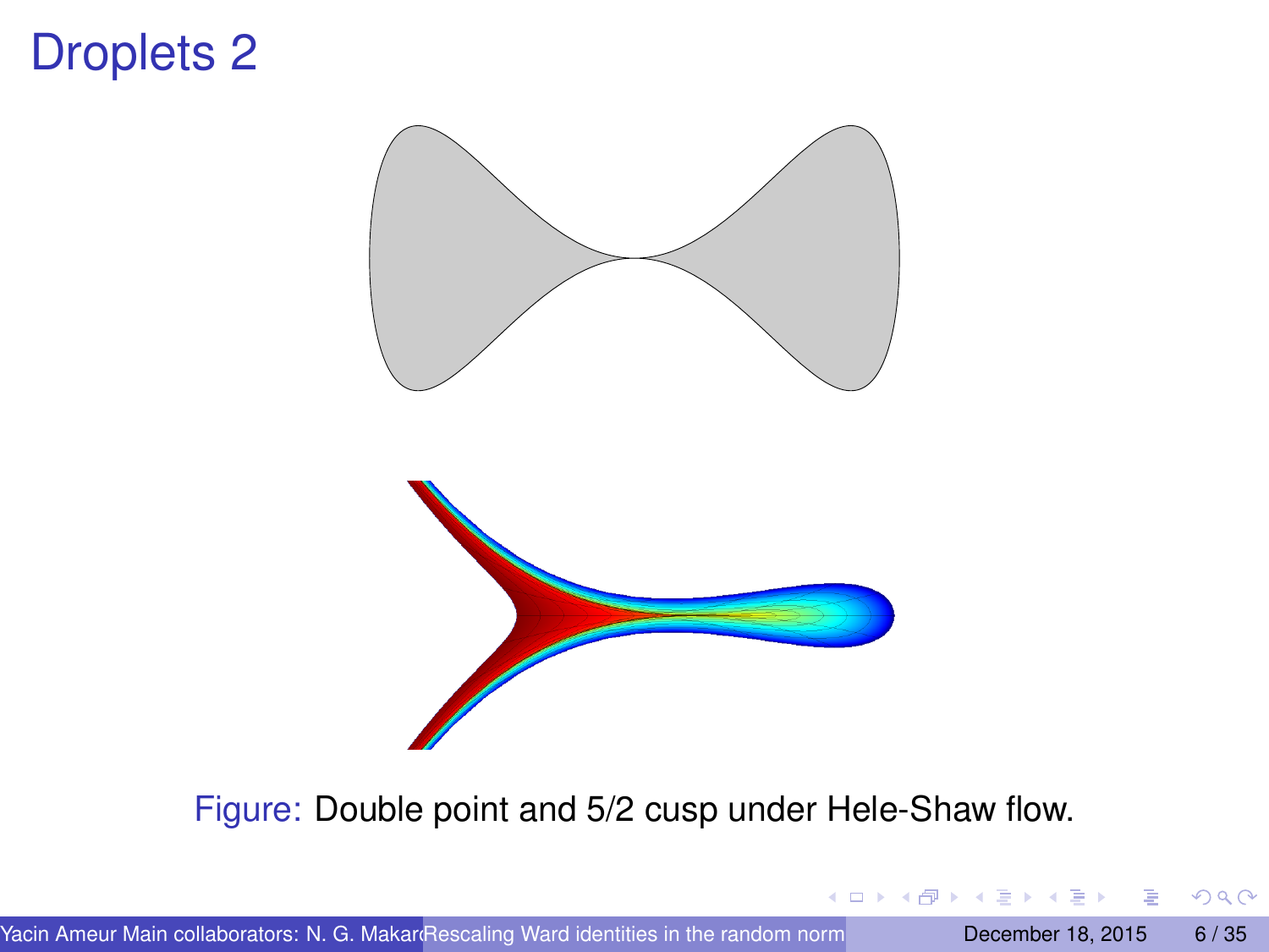# Droplets 2

Figure: Double point and 5/2 cusp under Hele-Shaw flow.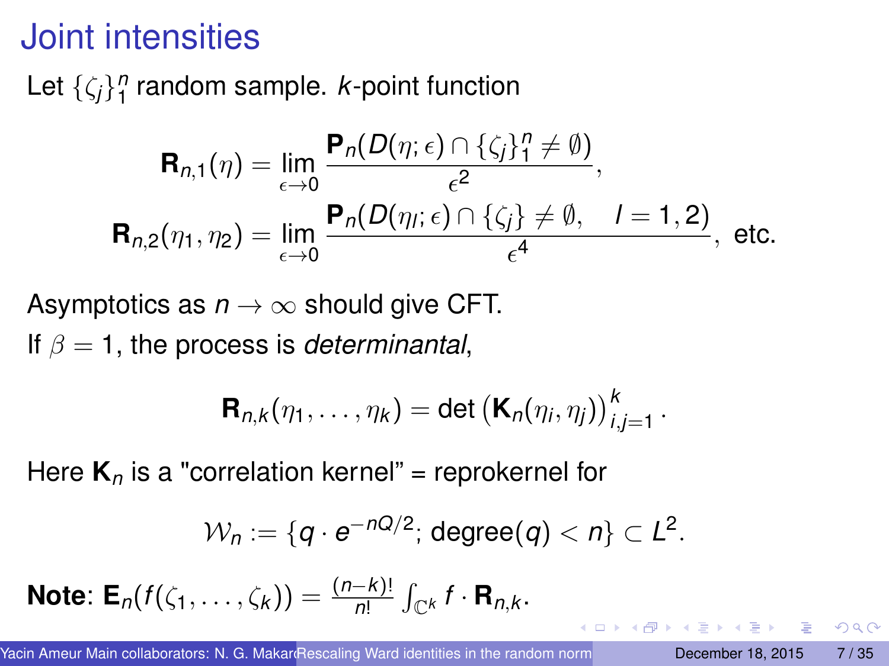# Joint intensities

Let $\{\zeta_j\}_1^n$ random sample. *k*-point function

$$\mathbf{R}_{n,1}(\eta) = \lim_{\epsilon \to 0} \frac{\mathbf{P}_n(D(\eta;\epsilon) \cap \{\zeta_j\}_1^n \neq \emptyset)}{\epsilon^2},$$

$$\mathbf{R}_{n,2}(\eta_1, \eta_2) = \lim_{\epsilon \to 0} \frac{\mathbf{P}_n(D(\eta_l;\epsilon) \cap \{\zeta_j\} \neq \emptyset, \quad l = 1, 2)}{\epsilon^4}, \text{ etc.}$$

Asymptotics as $n \to \infty$ should give CFT.

If $\beta = 1$, the process is *determinantal*,

$$\mathbf{R}_{n,k}(\eta_1, \ldots, \eta_k) = \det\left(\mathbf{K}_n(\eta_i, \eta_j)\right)_{i,j=1}^k.$$

Here $\mathbf{K}_n$ is a "correlation kernel" = reprokernel for

$$\mathcal{W}_n := \{q \cdot e^{-nQ/2};\, \text{degree}(q) < n\} \subset L^2.$$

**Note**: $\mathbf{E}_n(f(\zeta_1, \ldots, \zeta_k)) = \frac{(n-k)!}{n!} \int_{\mathbb{C}^k} f \cdot \mathbf{R}_{n,k}$.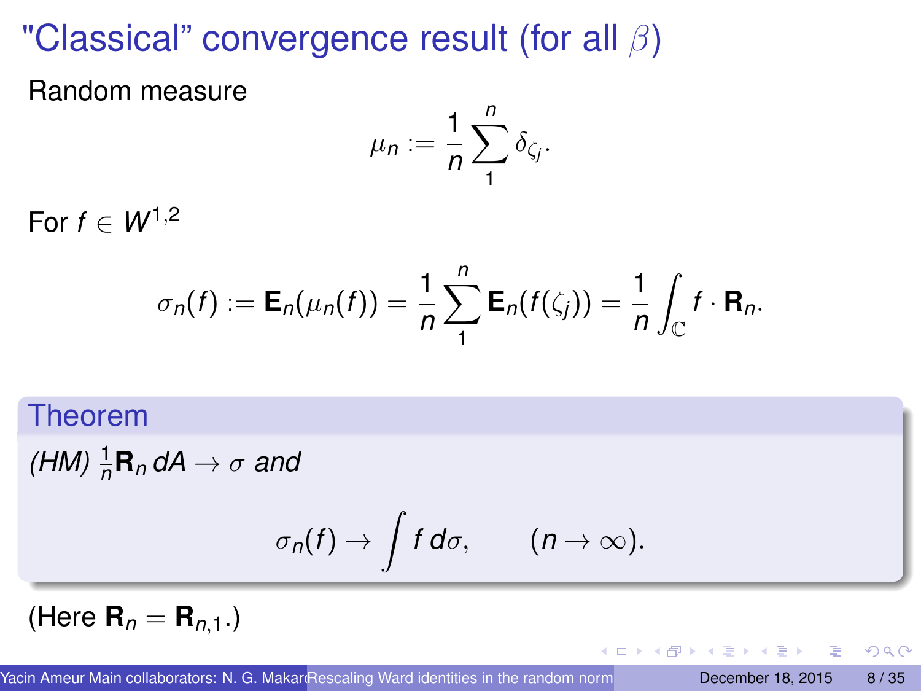# "Classical" convergence result (for all $\beta$)

Random measure

$$\mu_n := \frac{1}{n} \sum_{1}^{n} \delta_{\zeta_j}.$$

For $f \in W^{1,2}$

$$\sigma_n(f) := \mathbf{E}_n(\mu_n(f)) = \frac{1}{n} \sum_{1}^{n} \mathbf{E}_n(f(\zeta_j)) = \frac{1}{n} \int_{\mathbb{C}} f \cdot \mathbf{R}_n.$$

**Theorem**

*(HM)* $\frac{1}{n}\mathbf{R}_n \, dA \to \sigma$ *and*

$$\sigma_n(f) \to \int f \, d\sigma, \qquad (n \to \infty).$$

(Here $\mathbf{R}_n = \mathbf{R}_{n,1}$.)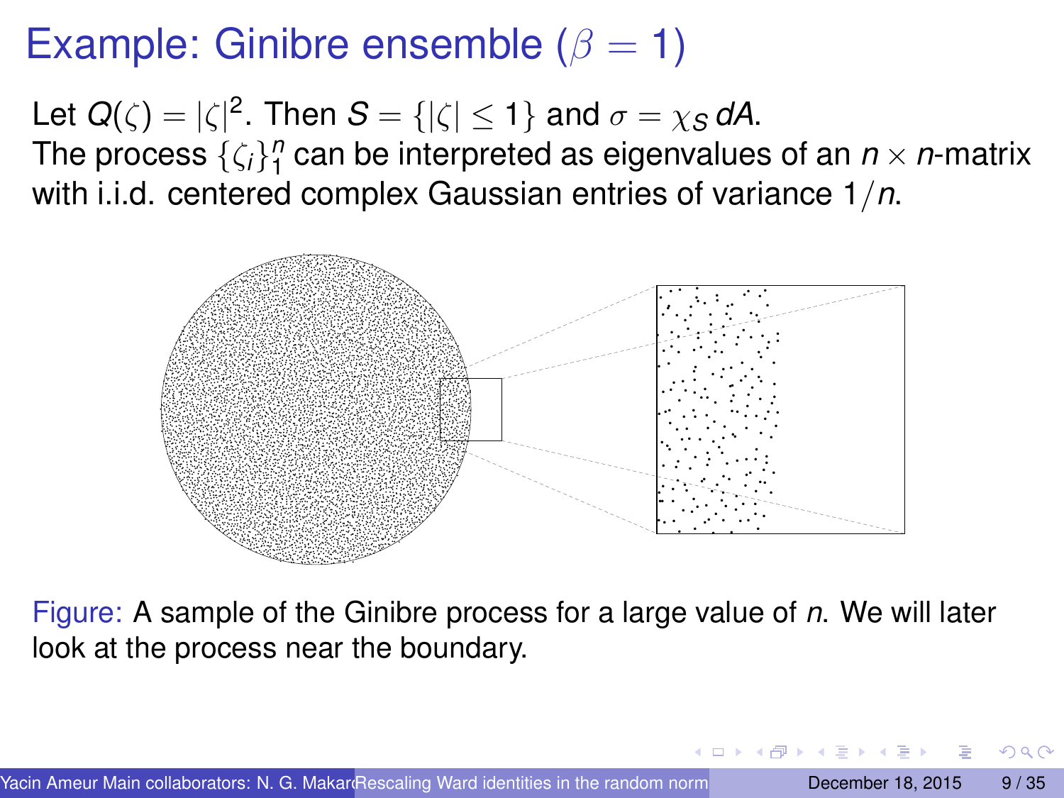# Example: Ginibre ensemble ($\beta = 1$)

Let $Q(\zeta) = |\zeta|^2$. Then $S = \{|\zeta| \leq 1\}$ and $\sigma = \chi_S \, dA$.
The process $\{\zeta_i\}_1^n$ can be interpreted as eigenvalues of an $n \times n$-matrix with i.i.d. centered complex Gaussian entries of variance $1/n$.

Figure: A sample of the Ginibre process for a large value of $n$. We will later look at the process near the boundary.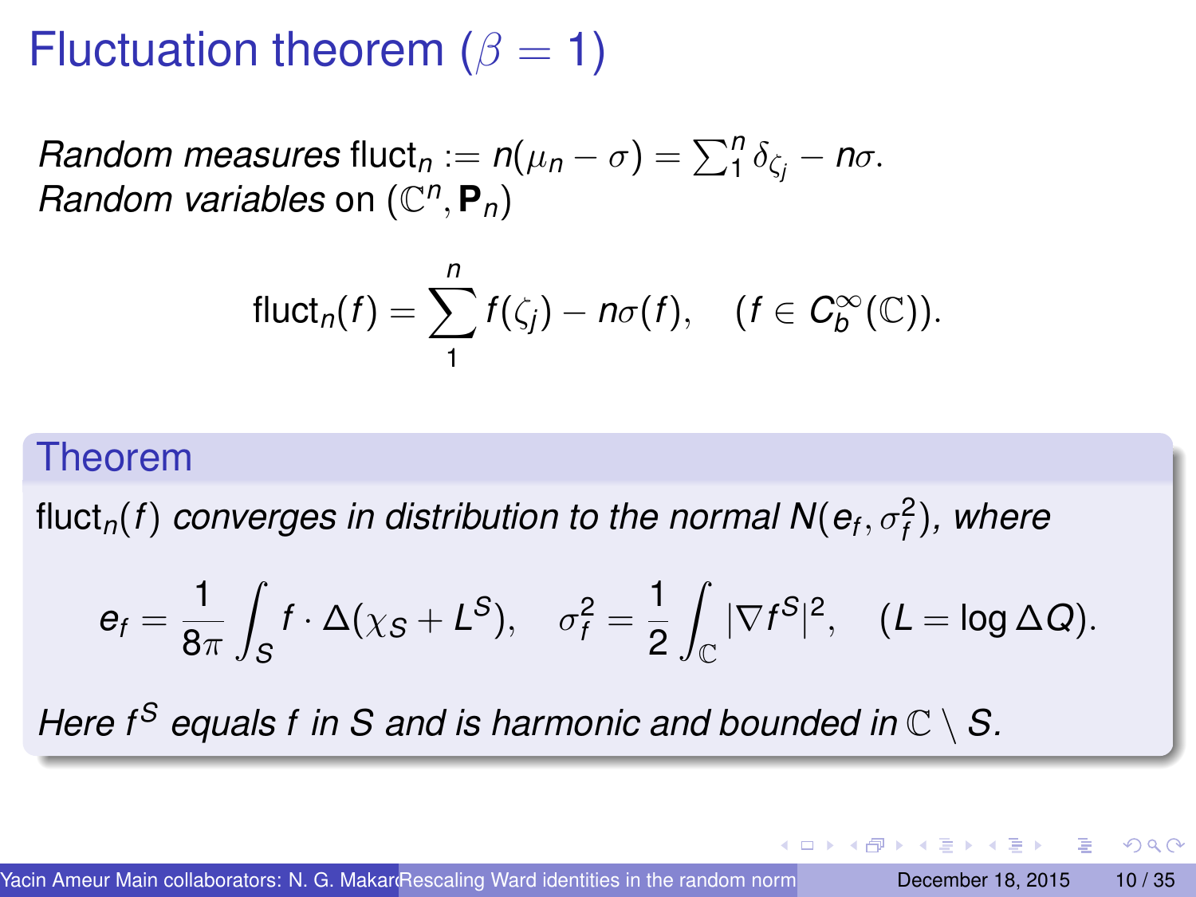# Fluctuation theorem ($\beta = 1$)

*Random measures* $\mathrm{fluct}_n := n(\mu_n - \sigma) = \sum_1^n \delta_{\zeta_j} - n\sigma$.
*Random variables* on $(\mathbb{C}^n, \mathbf{P}_n)$

$$\mathrm{fluct}_n(f) = \sum_1^n f(\zeta_j) - n\sigma(f), \quad (f \in C_b^\infty(\mathbb{C})).$$

## Theorem

$\mathrm{fluct}_n(f)$ *converges in distribution to the normal* $N(e_f, \sigma_f^2)$*, where*

$$e_f = \frac{1}{8\pi} \int_S f \cdot \Delta(\chi_S + L^S), \quad \sigma_f^2 = \frac{1}{2} \int_{\mathbb{C}} |\nabla f^S|^2, \quad (L = \log \Delta Q).$$

*Here* $f^S$ *equals* $f$ *in* $S$ *and is harmonic and bounded in* $\mathbb{C} \setminus S$.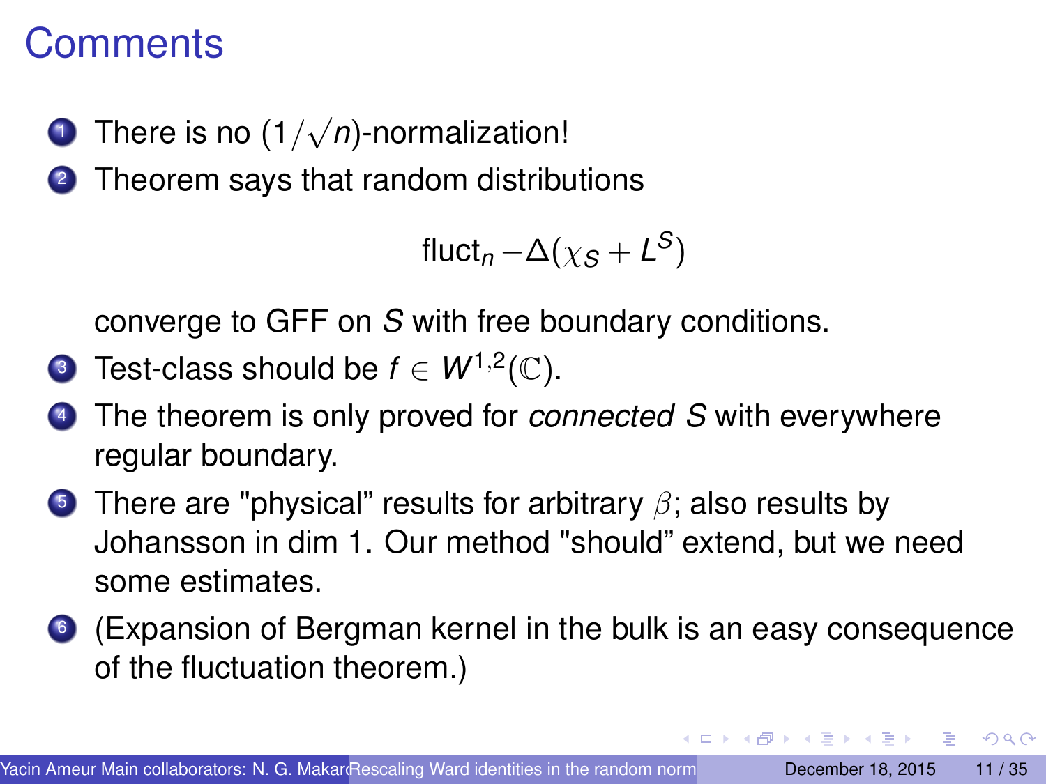# Comments

1. There is no $(1/\sqrt{n})$-normalization!
2. Theorem says that random distributions

$$\text{fluct}_n - \Delta(\chi_S + L^S)$$

   converge to GFF on $S$ with free boundary conditions.
3. Test-class should be $f \in W^{1,2}(\mathbb{C})$.
4. The theorem is only proved for *connected* $S$ with everywhere regular boundary.
5. There are "physical" results for arbitrary $\beta$; also results by Johansson in dim 1. Our method "should" extend, but we need some estimates.
6. (Expansion of Bergman kernel in the bulk is an easy consequence of the fluctuation theorem.)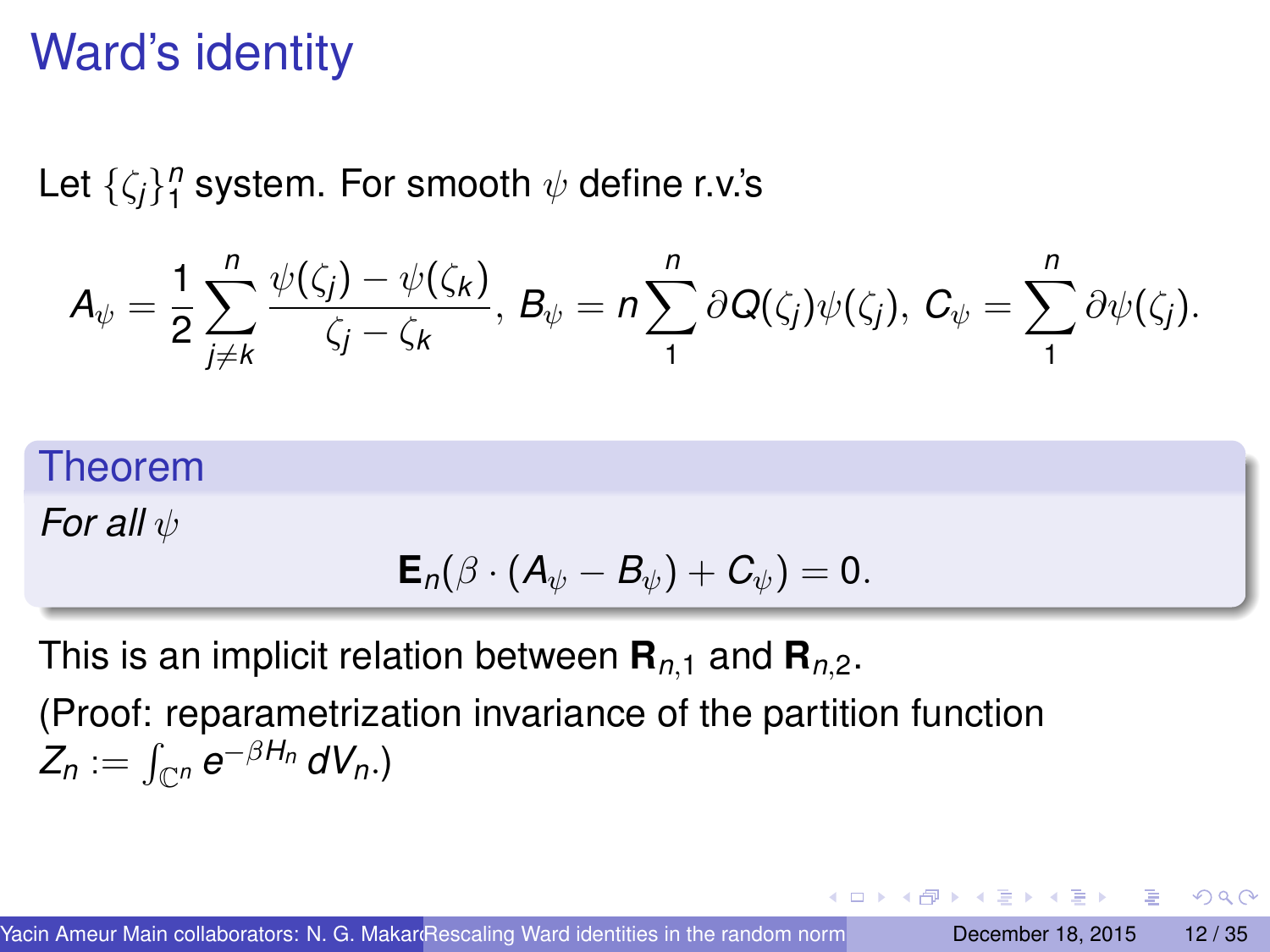# Ward's identity

Let $\{\zeta_j\}_1^n$ system. For smooth $\psi$ define r.v.'s

$$A_\psi = \frac{1}{2}\sum_{j\neq k}^{n} \frac{\psi(\zeta_j)-\psi(\zeta_k)}{\zeta_j-\zeta_k},\; B_\psi = n\sum_1^n \partial Q(\zeta_j)\psi(\zeta_j),\; C_\psi = \sum_1^n \partial\psi(\zeta_j).$$

**Theorem**

*For all* $\psi$

$$\mathbf{E}_n(\beta\cdot(A_\psi - B_\psi) + C_\psi) = 0.$$

This is an implicit relation between $\mathbf{R}_{n,1}$ and $\mathbf{R}_{n,2}$.

(Proof: reparametrization invariance of the partition function $Z_n := \int_{\mathbb{C}^n} e^{-\beta H_n}\, dV_n$.)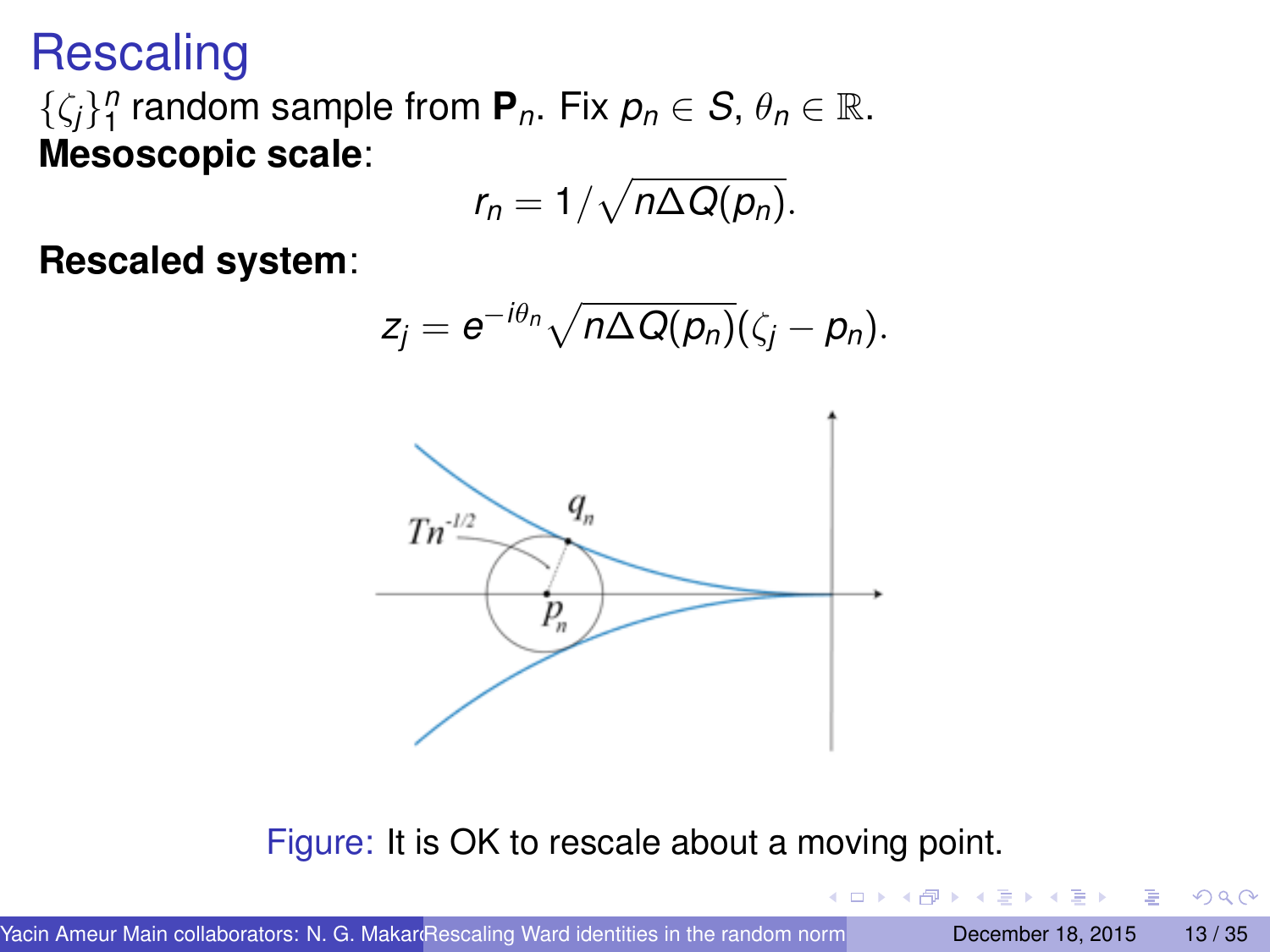# Rescaling

$\{\zeta_j\}_1^n$ random sample from $\mathbf{P}_n$. Fix $p_n \in S$, $\theta_n \in \mathbb{R}$.

**Mesoscopic scale**:

$$r_n = 1/\sqrt{n\Delta Q(p_n)}.$$

**Rescaled system**:

$$z_j = e^{-i\theta_n}\sqrt{n\Delta Q(p_n)}(\zeta_j - p_n).$$

Figure: It is OK to rescale about a moving point.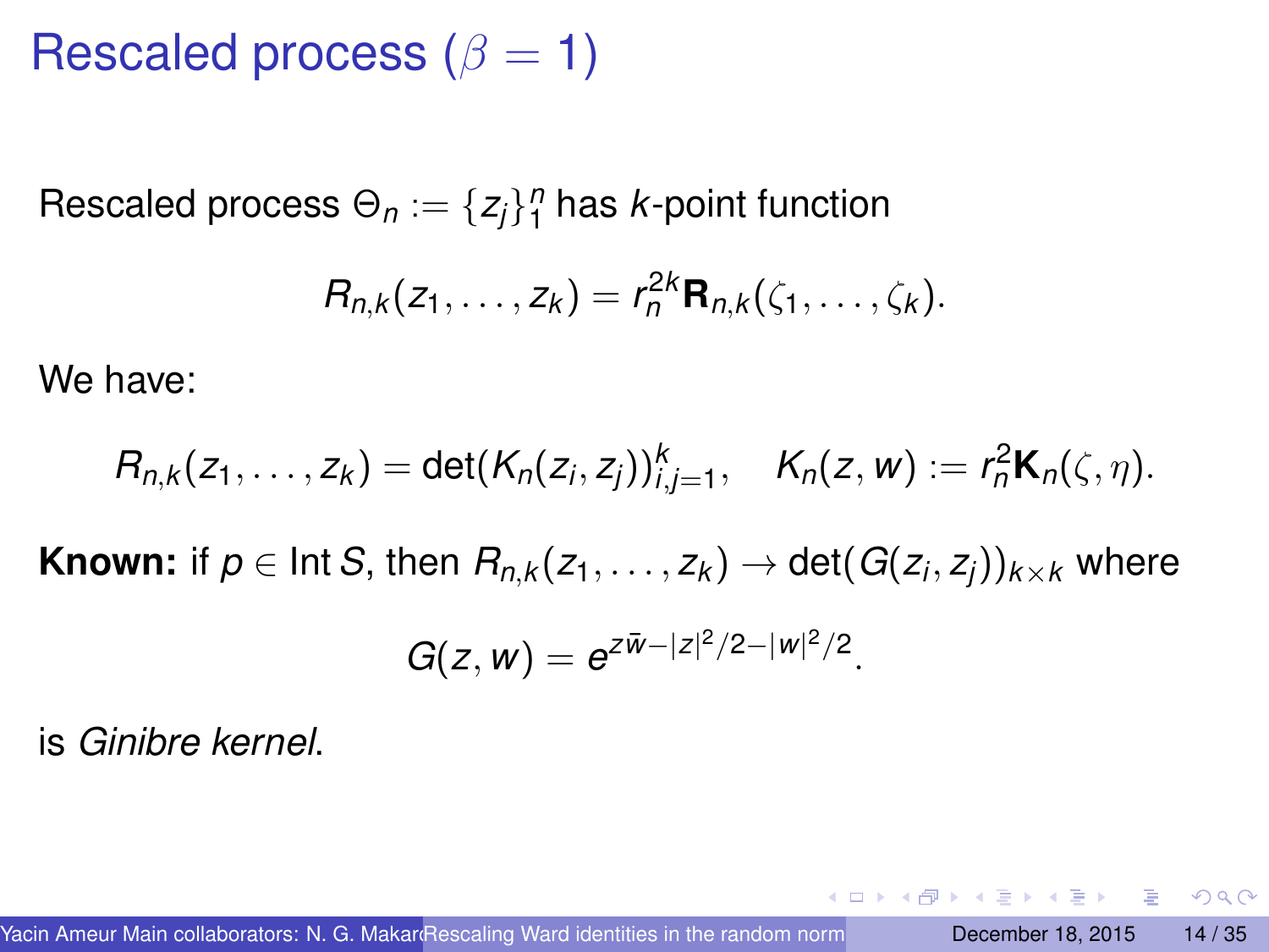# Rescaled process ($\beta = 1$)

Rescaled process $\Theta_n := \{z_j\}_1^n$ has $k$-point function

$$R_{n,k}(z_1, \ldots, z_k) = r_n^{2k} \mathbf{R}_{n,k}(\zeta_1, \ldots, \zeta_k).$$

We have:

$$R_{n,k}(z_1, \ldots, z_k) = \det(K_n(z_i, z_j))_{i,j=1}^k, \quad K_n(z, w) := r_n^2 \mathbf{K}_n(\zeta, \eta).$$

**Known:** if $p \in \operatorname{Int} S$, then $R_{n,k}(z_1, \ldots, z_k) \to \det(G(z_i, z_j))_{k \times k}$ where

$$G(z, w) = e^{z\bar{w} - |z|^2/2 - |w|^2/2}.$$

is *Ginibre kernel*.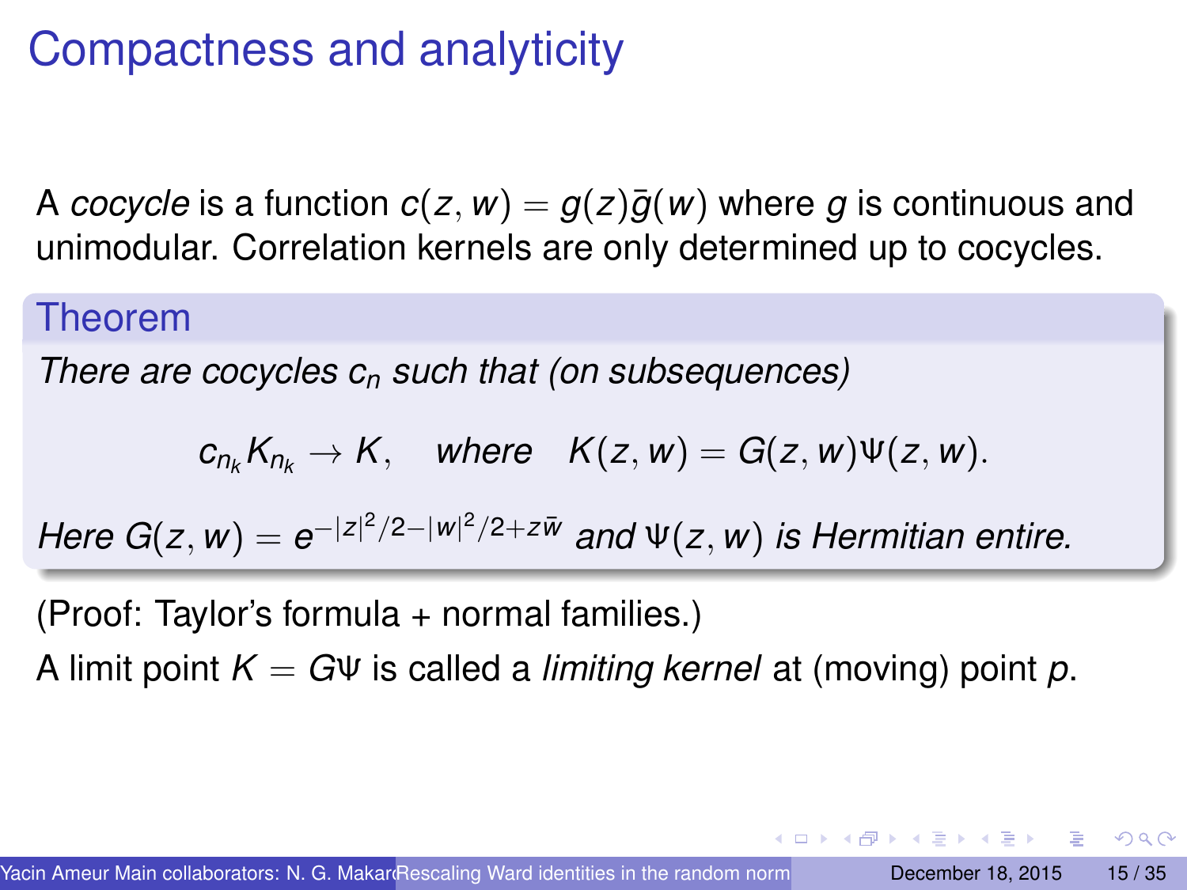# Compactness and analyticity

A *cocycle* is a function $c(z, w) = g(z)\bar{g}(w)$ where $g$ is continuous and unimodular. Correlation kernels are only determined up to cocycles.

**Theorem**

*There are cocycles $c_n$ such that (on subsequences)*

$$c_{n_k} K_{n_k} \to K, \quad \textit{where} \quad K(z, w) = G(z, w)\Psi(z, w).$$

*Here $G(z, w) = e^{-|z|^2/2-|w|^2/2+z\bar{w}}$ and $\Psi(z, w)$ is Hermitian entire.*

(Proof: Taylor's formula + normal families.)

A limit point $K = G\Psi$ is called a *limiting kernel* at (moving) point $p$.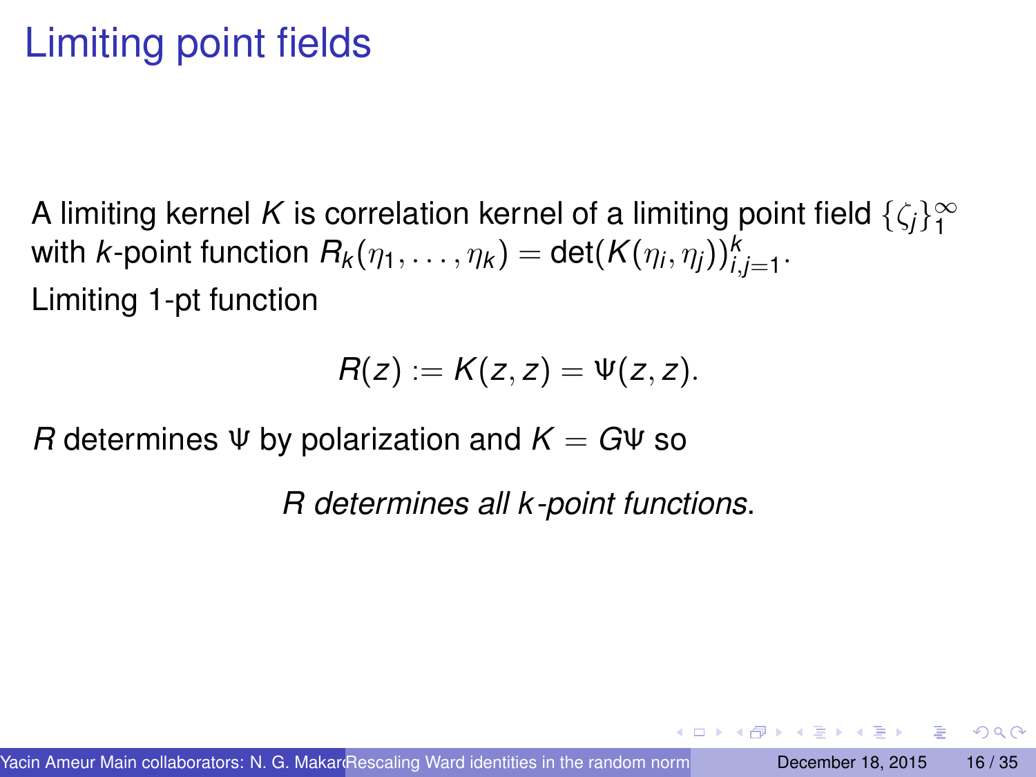# Limiting point fields

A limiting kernel $K$ is correlation kernel of a limiting point field $\{\zeta_j\}_1^\infty$ with $k$-point function $R_k(\eta_1, \ldots, \eta_k) = \det(K(\eta_i, \eta_j))_{i,j=1}^k$.

Limiting 1-pt function

$$R(z) := K(z, z) = \Psi(z, z).$$

$R$ determines $\Psi$ by polarization and $K = G\Psi$ so

*$R$ determines all $k$-point functions.*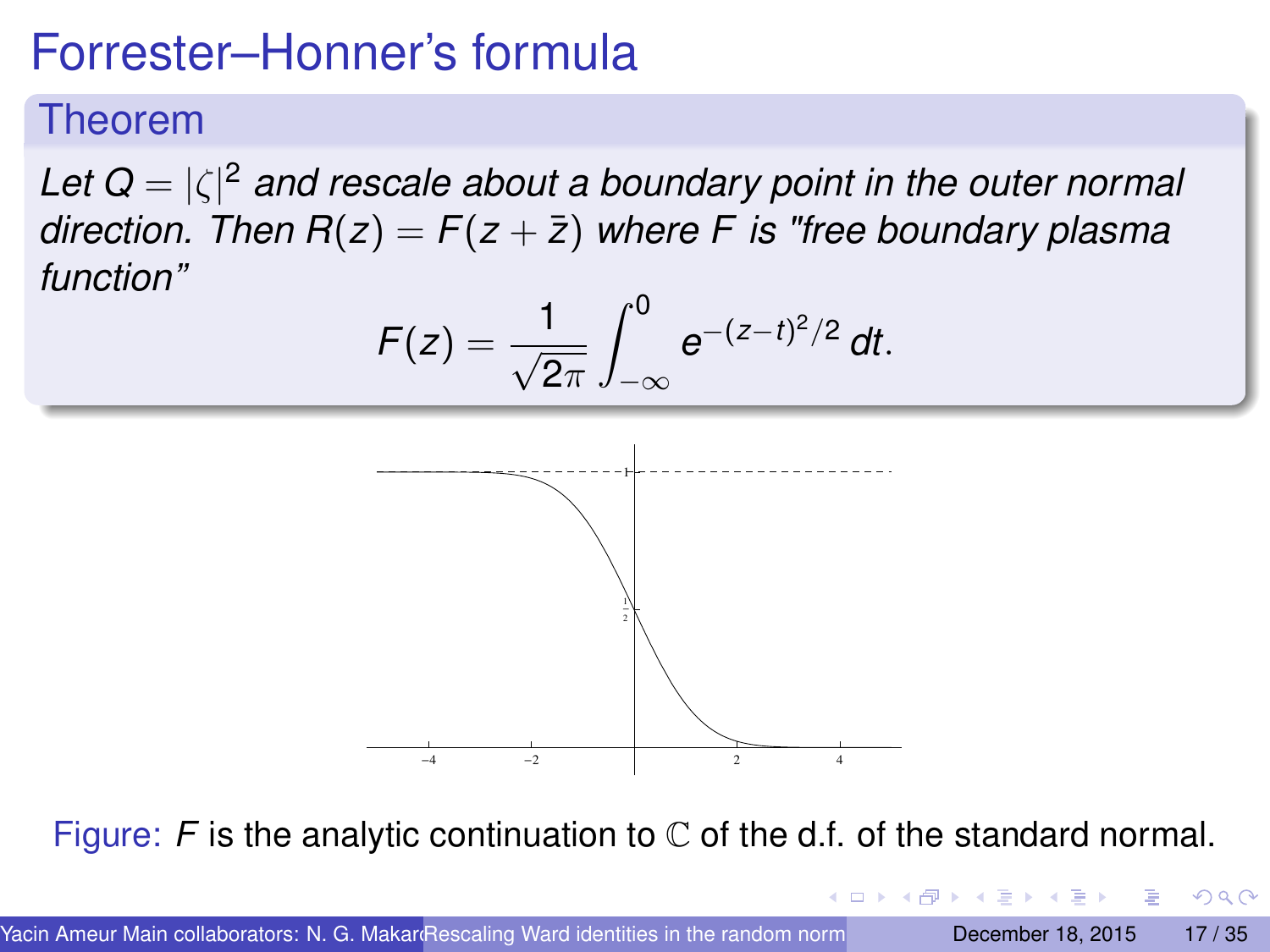# Forrester–Honner's formula

## Theorem

*Let $Q = |\zeta|^2$ and rescale about a boundary point in the outer normal direction. Then $R(z) = F(z + \bar{z})$ where $F$ is "free boundary plasma function"*

$$F(z) = \frac{1}{\sqrt{2\pi}} \int_{-\infty}^{0} e^{-(z-t)^2/2}\, dt.$$

Figure: $F$ is the analytic continuation to $\mathbb{C}$ of the d.f. of the standard normal.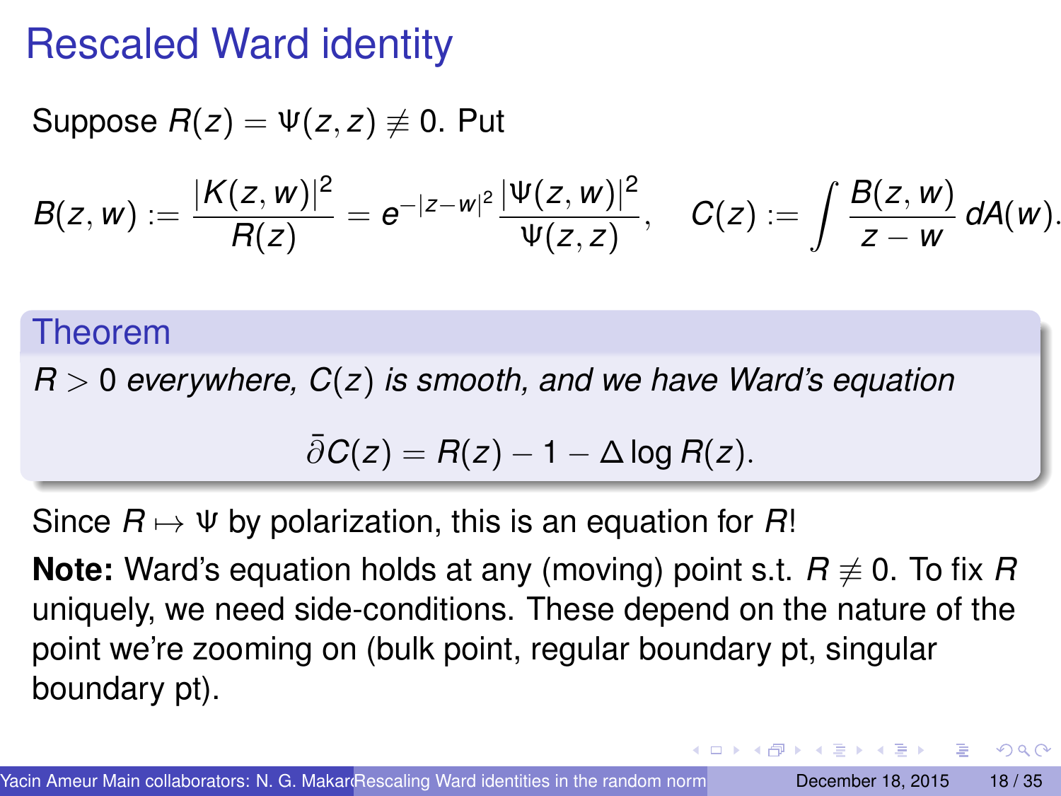# Rescaled Ward identity

Suppose $R(z) = \Psi(z,z) \not\equiv 0$. Put

$$B(z,w) := \frac{|K(z,w)|^2}{R(z)} = e^{-|z-w|^2} \frac{|\Psi(z,w)|^2}{\Psi(z,z)}, \quad C(z) := \int \frac{B(z,w)}{z-w}\, dA(w).$$

### Theorem

*$R > 0$ everywhere, $C(z)$ is smooth, and we have Ward's equation*

$$\bar{\partial} C(z) = R(z) - 1 - \Delta \log R(z).$$

Since $R \mapsto \Psi$ by polarization, this is an equation for $R$!

**Note:** Ward's equation holds at any (moving) point s.t. $R \not\equiv 0$. To fix $R$ uniquely, we need side-conditions. These depend on the nature of the point we're zooming on (bulk point, regular boundary pt, singular boundary pt).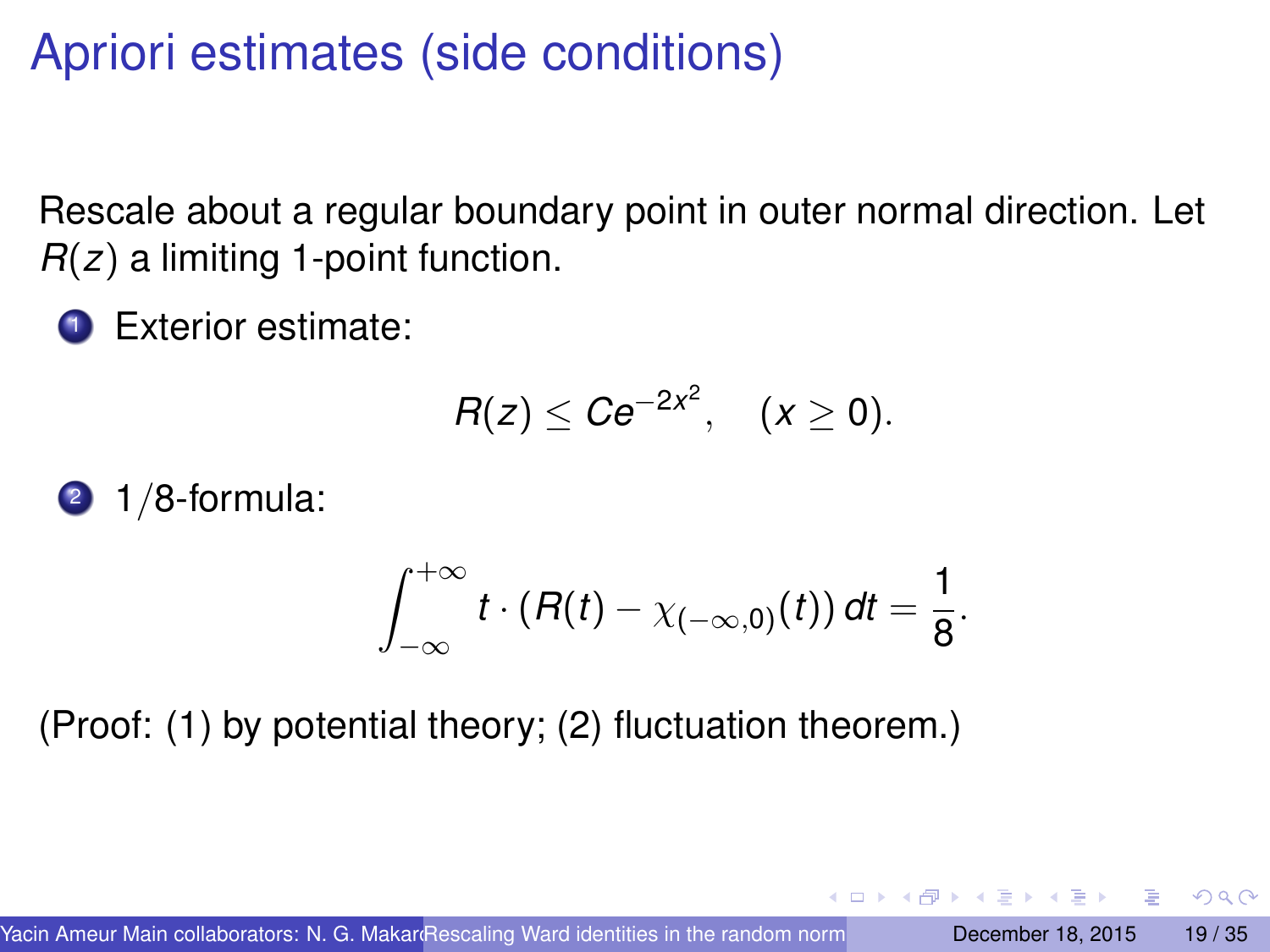# Apriori estimates (side conditions)

Rescale about a regular boundary point in outer normal direction. Let $R(z)$ a limiting 1-point function.

1. Exterior estimate:

$$R(z) \leq Ce^{-2x^2}, \quad (x \geq 0).$$

2. $1/8$-formula:

$$\int_{-\infty}^{+\infty} t \cdot (R(t) - \chi_{(-\infty,0)}(t))\, dt = \frac{1}{8}.$$

(Proof: (1) by potential theory; (2) fluctuation theorem.)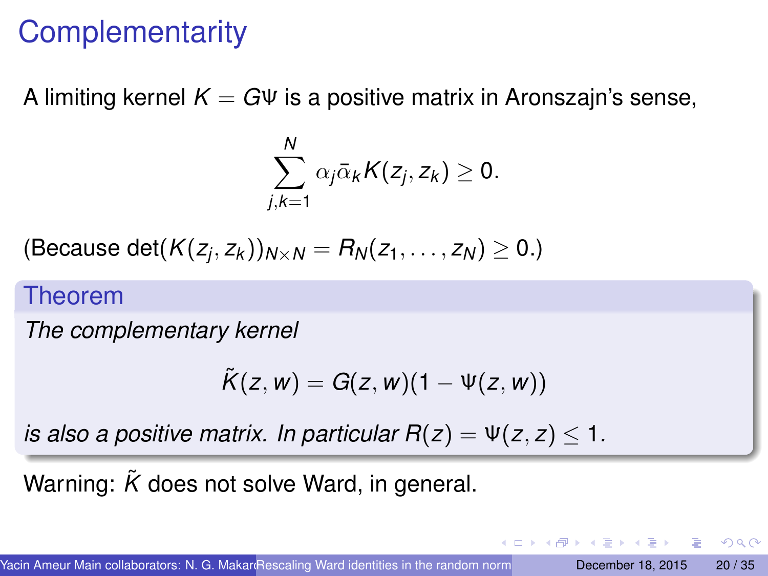# Complementarity

A limiting kernel $K = G\Psi$ is a positive matrix in Aronszajn's sense,

$$\sum_{j,k=1}^{N} \alpha_j \bar{\alpha}_k K(z_j, z_k) \geq 0.$$

(Because $\det(K(z_j, z_k))_{N\times N} = R_N(z_1, \ldots, z_N) \geq 0$.)

**Theorem**

*The complementary kernel*

$$\tilde{K}(z, w) = G(z, w)(1 - \Psi(z, w))$$

*is also a positive matrix. In particular $R(z) = \Psi(z, z) \leq 1$.*

Warning: $\tilde{K}$ does not solve Ward, in general.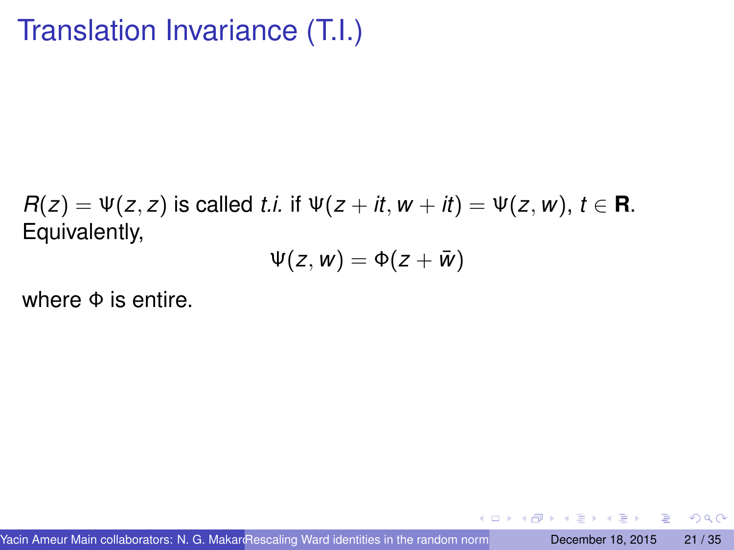# Translation Invariance (T.I.)

$R(z) = \Psi(z, z)$ is called *t.i.* if $\Psi(z + it, w + it) = \Psi(z, w)$, $t \in \mathbf{R}$.
Equivalently,

$$\Psi(z, w) = \Phi(z + \bar{w})$$

where $\Phi$ is entire.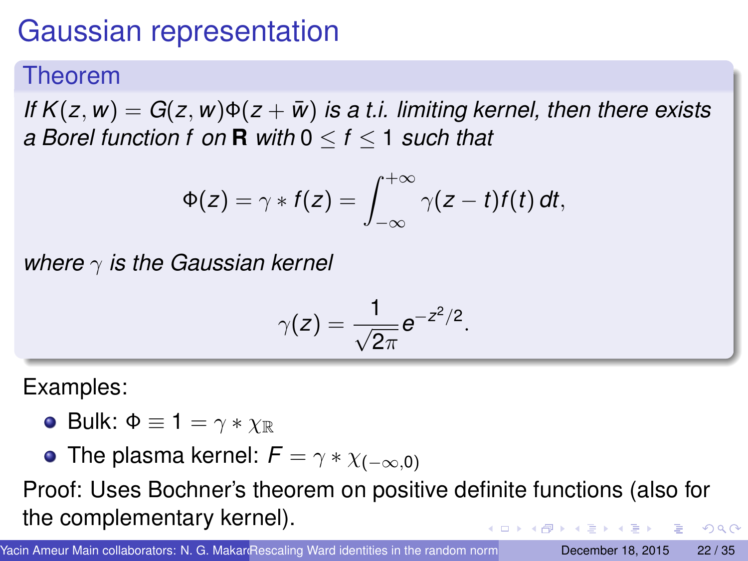# Gaussian representation

## Theorem

*If $K(z,w) = G(z,w)\Phi(z+\bar{w})$ is a t.i. limiting kernel, then there exists a Borel function $f$ on $\mathbf{R}$ with $0 \le f \le 1$ such that*

$$\Phi(z) = \gamma * f(z) = \int_{-\infty}^{+\infty} \gamma(z-t) f(t)\, dt,$$

*where $\gamma$ is the Gaussian kernel*

$$\gamma(z) = \frac{1}{\sqrt{2\pi}} e^{-z^2/2}.$$

Examples:

- Bulk: $\Phi \equiv 1 = \gamma * \chi_{\mathbb{R}}$
- The plasma kernel: $F = \gamma * \chi_{(-\infty,0)}$

Proof: Uses Bochner's theorem on positive definite functions (also for the complementary kernel).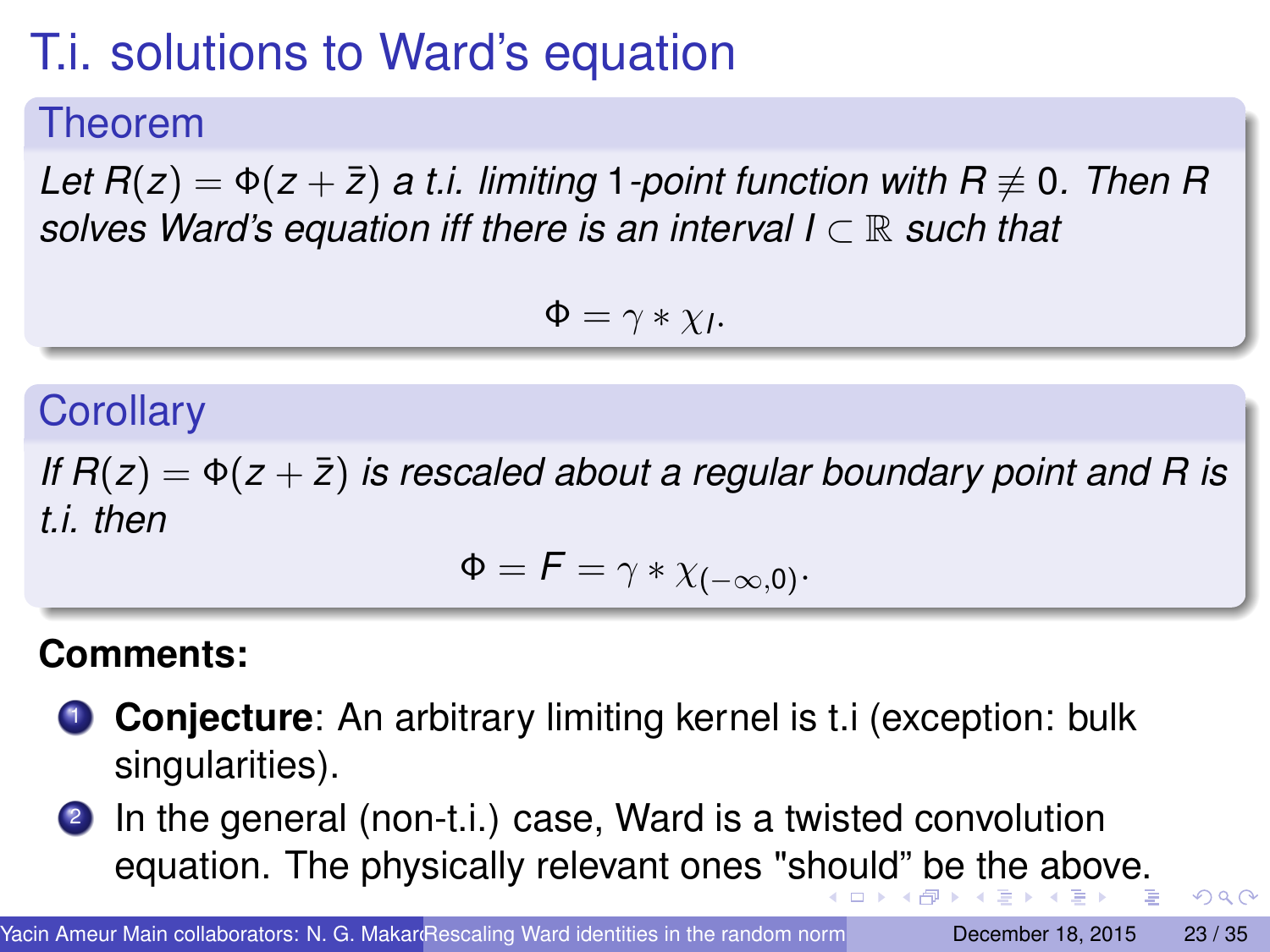# T.i. solutions to Ward's equation

## Theorem

*Let $R(z) = \Phi(z + \bar{z})$ a t.i. limiting 1-point function with $R \not\equiv 0$. Then $R$ solves Ward's equation iff there is an interval $I \subset \mathbb{R}$ such that*

$$\Phi = \gamma * \chi_I.$$

## Corollary

*If $R(z) = \Phi(z + \bar{z})$ is rescaled about a regular boundary point and $R$ is t.i. then*

$$\Phi = F = \gamma * \chi_{(-\infty,0)}.$$

**Comments:**

1. **Conjecture**: An arbitrary limiting kernel is t.i (exception: bulk singularities).
2. In the general (non-t.i.) case, Ward is a twisted convolution equation. The physically relevant ones "should" be the above.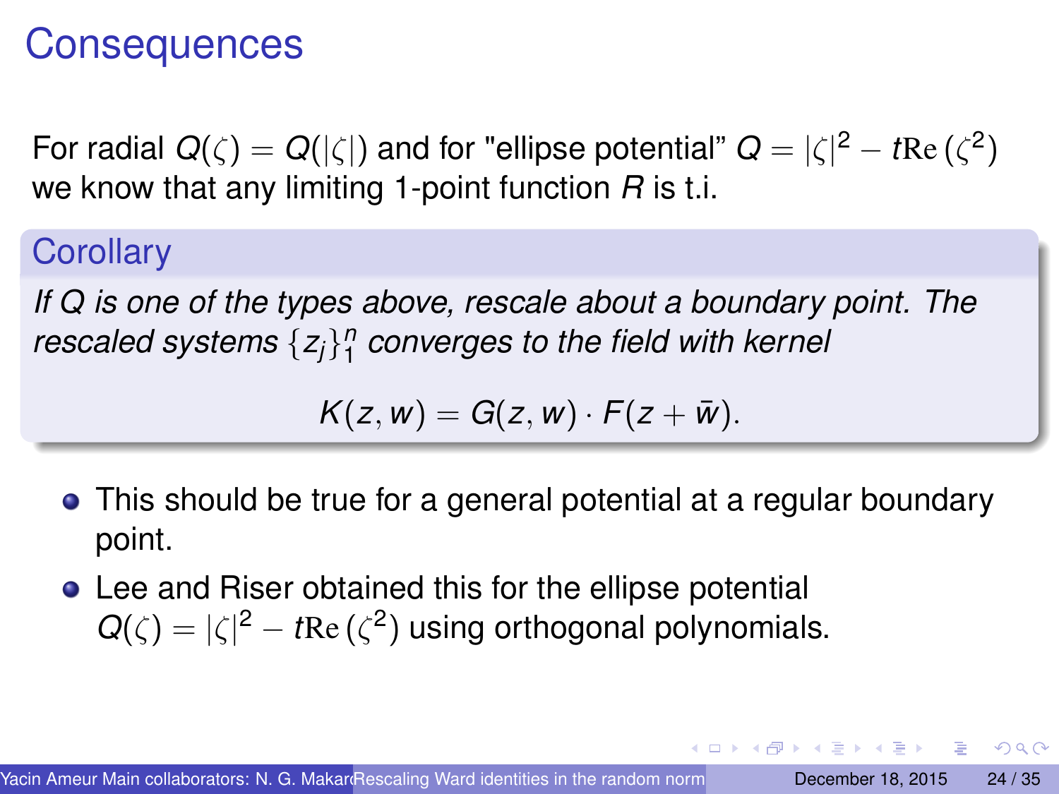# Consequences

For radial $Q(\zeta) = Q(|\zeta|)$ and for "ellipse potential" $Q = |\zeta|^2 - t\mathrm{Re}\,(\zeta^2)$ we know that any limiting 1-point function $R$ is t.i.

## Corollary

*If $Q$ is one of the types above, rescale about a boundary point. The rescaled systems $\{z_j\}_1^n$ converges to the field with kernel*

$$K(z, w) = G(z, w) \cdot F(z + \bar{w}).$$

- This should be true for a general potential at a regular boundary point.
- Lee and Riser obtained this for the ellipse potential $Q(\zeta) = |\zeta|^2 - t\mathrm{Re}\,(\zeta^2)$ using orthogonal polynomials.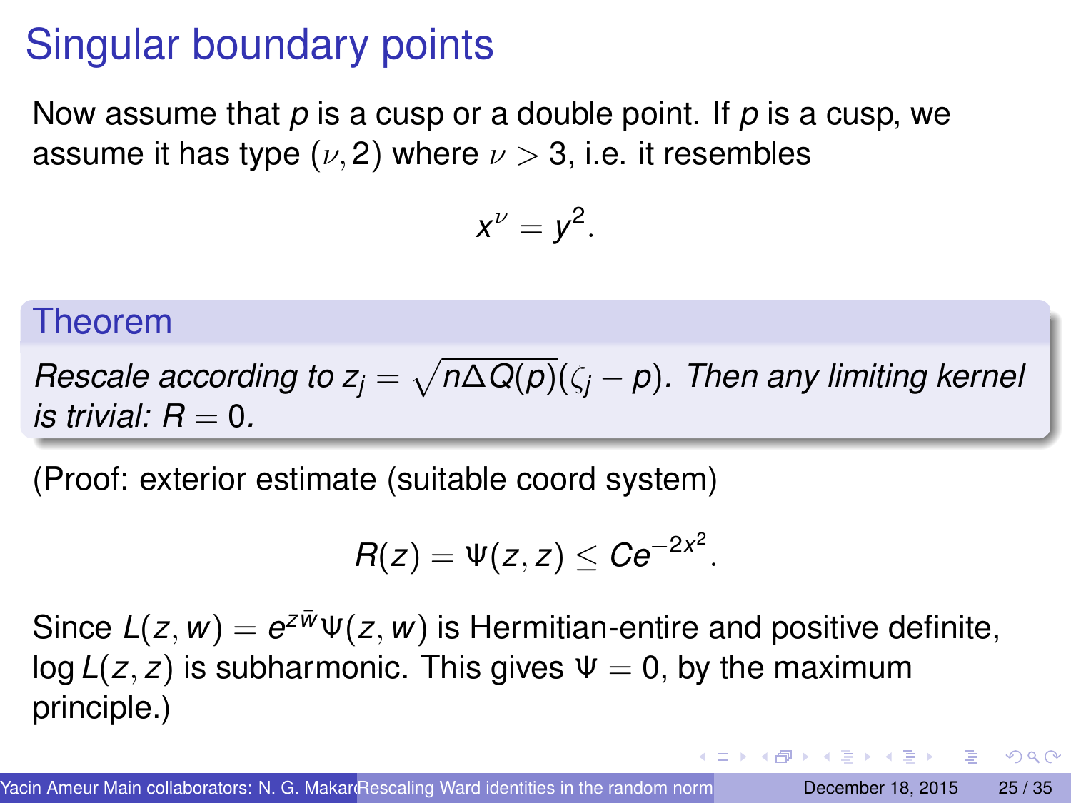# Singular boundary points

Now assume that $p$ is a cusp or a double point. If $p$ is a cusp, we assume it has type $(\nu, 2)$ where $\nu > 3$, i.e. it resembles

$$x^\nu = y^2.$$

**Theorem**

*Rescale according to $z_j = \sqrt{n\Delta Q(p)}(\zeta_j - p)$. Then any limiting kernel is trivial: $R = 0$.*

(Proof: exterior estimate (suitable coord system)

$$R(z) = \Psi(z, z) \leq Ce^{-2x^2}.$$

Since $L(z, w) = e^{z\bar{w}}\Psi(z, w)$ is Hermitian-entire and positive definite, $\log L(z, z)$ is subharmonic. This gives $\Psi = 0$, by the maximum principle.)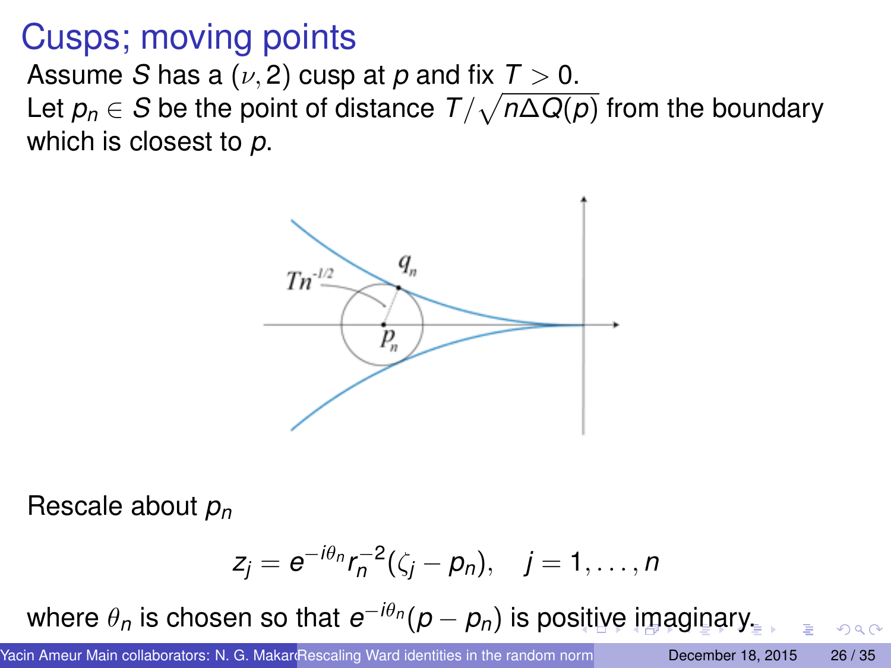# Cusps; moving points

Assume $S$ has a $(\nu, 2)$ cusp at $p$ and fix $T > 0$.
Let $p_n \in S$ be the point of distance $T/\sqrt{n\Delta Q(p)}$ from the boundary which is closest to $p$.

Rescale about $p_n$

$$z_j = e^{-i\theta_n} r_n^{-2}(\zeta_j - p_n), \quad j = 1, \ldots, n$$

where $\theta_n$ is chosen so that $e^{-i\theta_n}(p - p_n)$ is positive imaginary.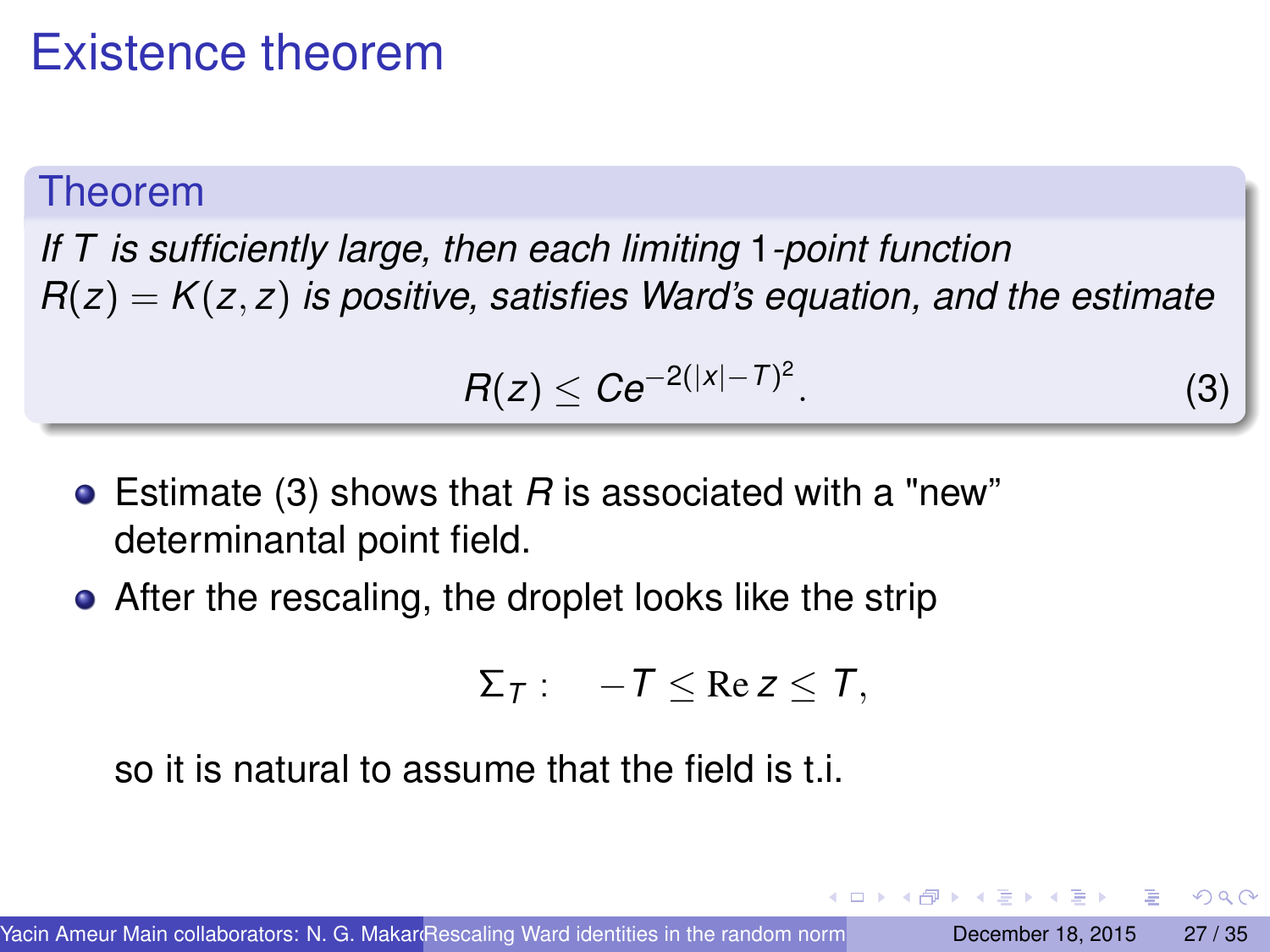# Existence theorem

**Theorem**

*If $T$ is sufficiently large, then each limiting 1-point function $R(z) = K(z,z)$ is positive, satisfies Ward's equation, and the estimate*

$$R(z) \le Ce^{-2(|x|-T)^2}. \tag{3}$$

- Estimate (3) shows that $R$ is associated with a "new" determinantal point field.
- After the rescaling, the droplet looks like the strip

$$\Sigma_T : \quad -T \le \operatorname{Re} z \le T,$$

so it is natural to assume that the field is t.i.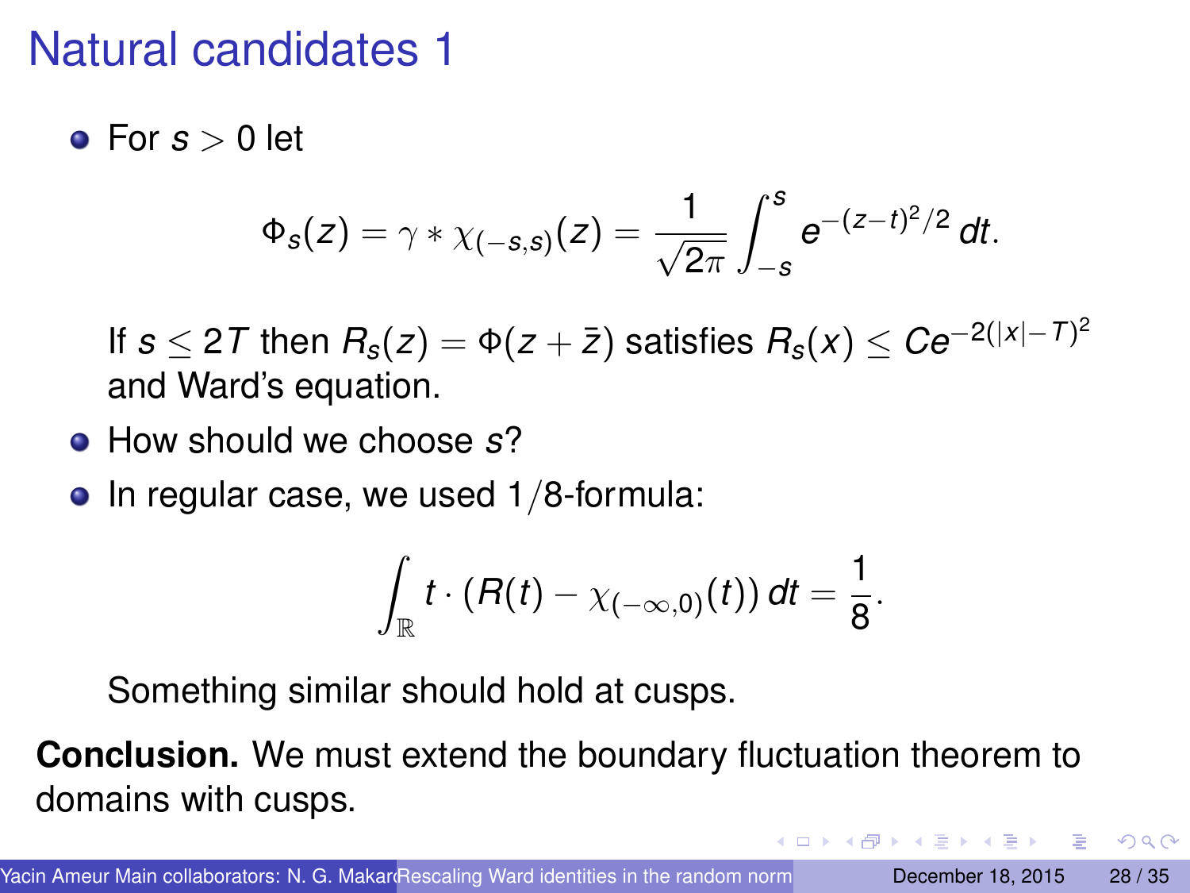# Natural candidates 1

- For $s > 0$ let

$$\Phi_s(z) = \gamma * \chi_{(-s,s)}(z) = \frac{1}{\sqrt{2\pi}} \int_{-s}^{s} e^{-(z-t)^2/2} \, dt.$$

  If $s \leq 2T$ then $R_s(z) = \Phi(z + \bar{z})$ satisfies $R_s(x) \leq Ce^{-2(|x|-T)^2}$ and Ward's equation.

- How should we choose $s$?
- In regular case, we used $1/8$-formula:

$$\int_{\mathbb{R}} t \cdot (R(t) - \chi_{(-\infty,0)}(t)) \, dt = \frac{1}{8}.$$

  Something similar should hold at cusps.

**Conclusion.** We must extend the boundary fluctuation theorem to domains with cusps.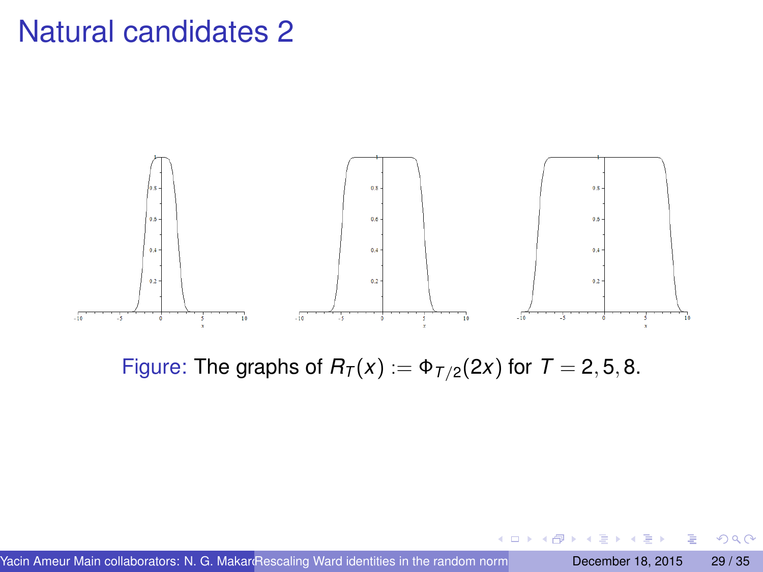# Natural candidates 2

Figure: The graphs of $R_T(x) := \Phi_{T/2}(2x)$ for $T = 2, 5, 8$.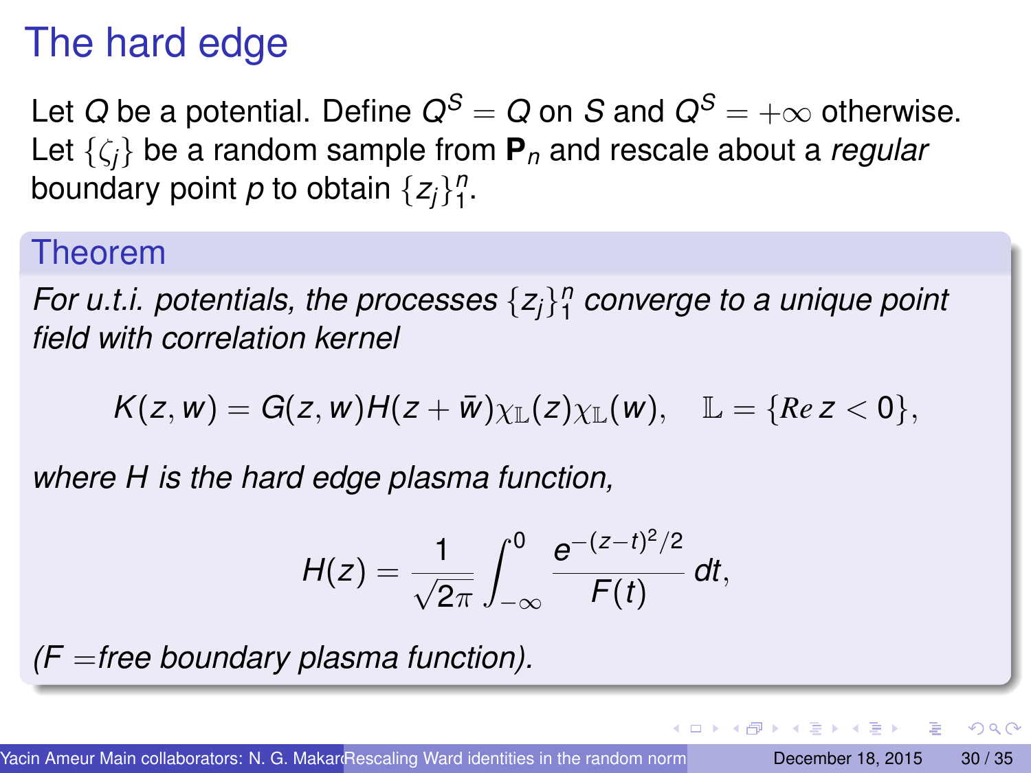# The hard edge

Let $Q$ be a potential. Define $Q^S = Q$ on $S$ and $Q^S = +\infty$ otherwise. Let $\{\zeta_j\}$ be a random sample from $\mathbf{P}_n$ and rescale about a *regular* boundary point $p$ to obtain $\{z_j\}_1^n$.

### Theorem

*For u.t.i. potentials, the processes $\{z_j\}_1^n$ converge to a unique point field with correlation kernel*

$$K(z,w) = G(z,w)H(z+\bar{w})\chi_{\mathbb{L}}(z)\chi_{\mathbb{L}}(w), \quad \mathbb{L} = \{Re\, z < 0\},$$

*where $H$ is the hard edge plasma function,*

$$H(z) = \frac{1}{\sqrt{2\pi}} \int_{-\infty}^{0} \frac{e^{-(z-t)^2/2}}{F(t)}\, dt,$$

*($F$ =free boundary plasma function).*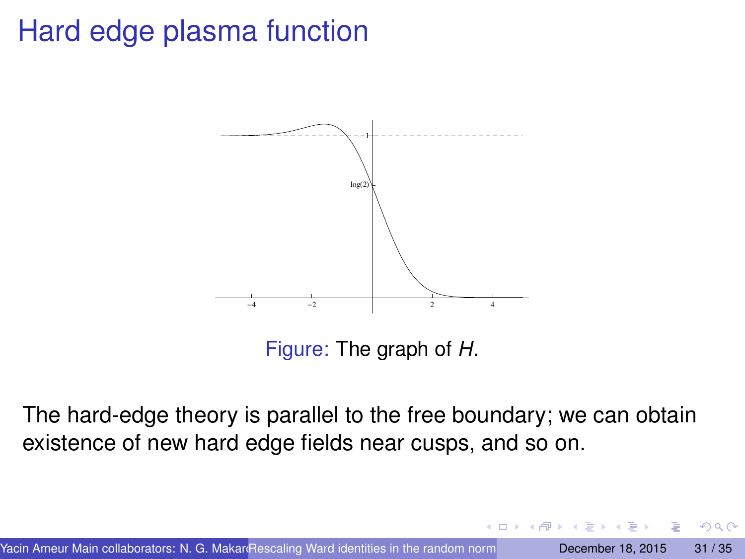# Hard edge plasma function

Figure: The graph of $H$.

The hard-edge theory is parallel to the free boundary; we can obtain existence of new hard edge fields near cusps, and so on.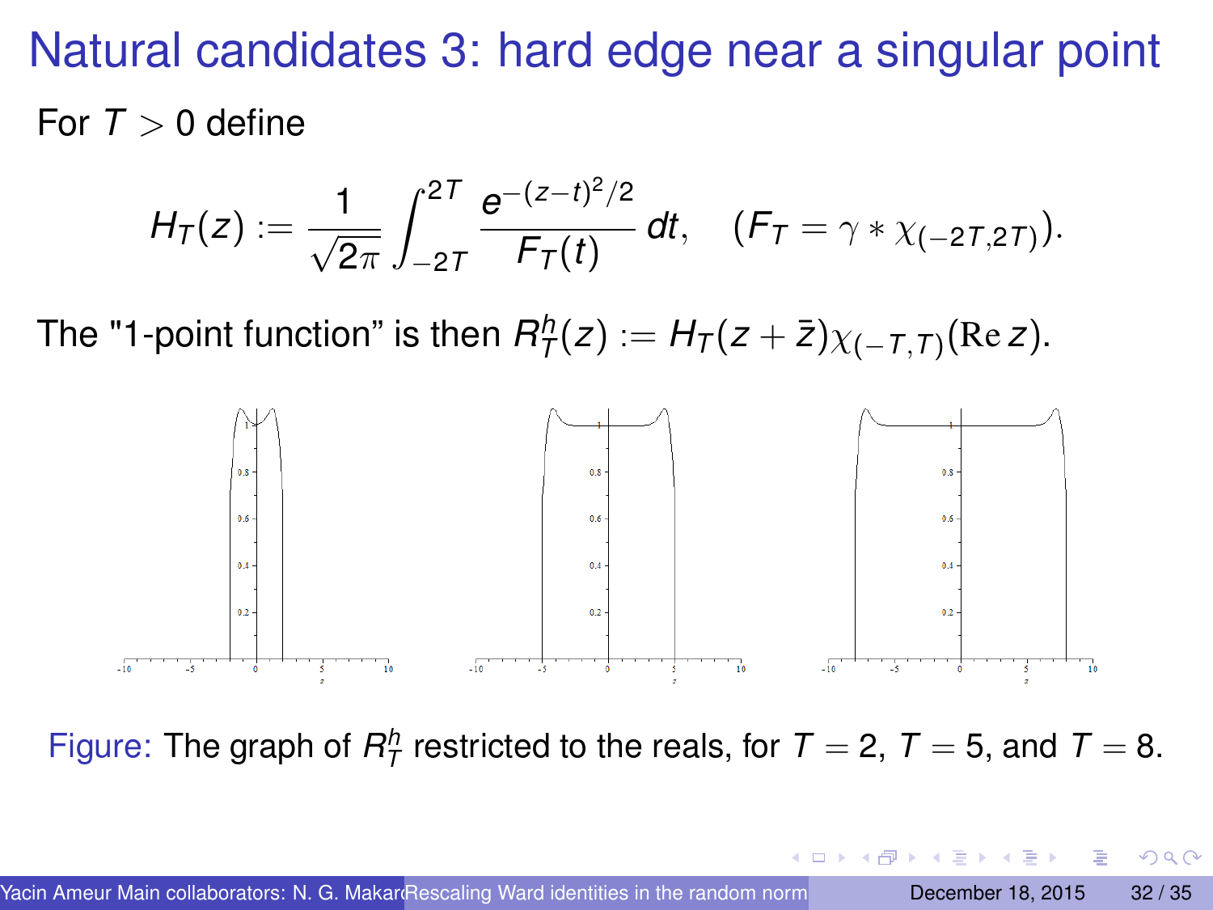# Natural candidates 3: hard edge near a singular point

For $T > 0$ define

$$H_T(z) := \frac{1}{\sqrt{2\pi}} \int_{-2T}^{2T} \frac{e^{-(z-t)^2/2}}{F_T(t)}\, dt, \quad (F_T = \gamma * \chi_{(-2T,2T)}).$$

The "1-point function" is then $R_T^h(z) := H_T(z + \bar{z})\chi_{(-T,T)}(\mathrm{Re}\, z)$.

Figure: The graph of $R_T^h$ restricted to the reals, for $T = 2$, $T = 5$, and $T = 8$.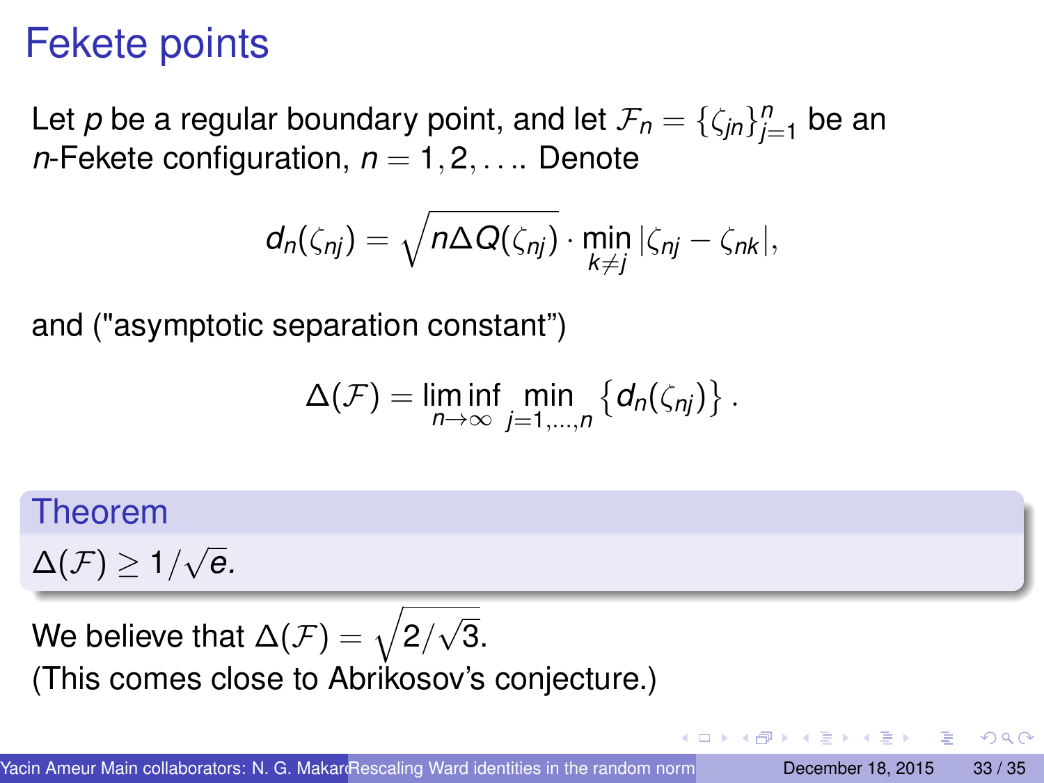# Fekete points

Let $p$ be a regular boundary point, and let $\mathcal{F}_n = \{\zeta_{jn}\}_{j=1}^n$ be an $n$-Fekete configuration, $n = 1, 2, \ldots$. Denote

$$d_n(\zeta_{nj}) = \sqrt{n\Delta Q(\zeta_{nj})} \cdot \min_{k \neq j} |\zeta_{nj} - \zeta_{nk}|,$$

and ("asymptotic separation constant")

$$\Delta(\mathcal{F}) = \liminf_{n\to\infty} \min_{j=1,\ldots,n} \left\{ d_n(\zeta_{nj}) \right\}.$$

**Theorem**

$\Delta(\mathcal{F}) \geq 1/\sqrt{e}$.

We believe that $\Delta(\mathcal{F}) = \sqrt{2/\sqrt{3}}$.
(This comes close to Abrikosov's conjecture.)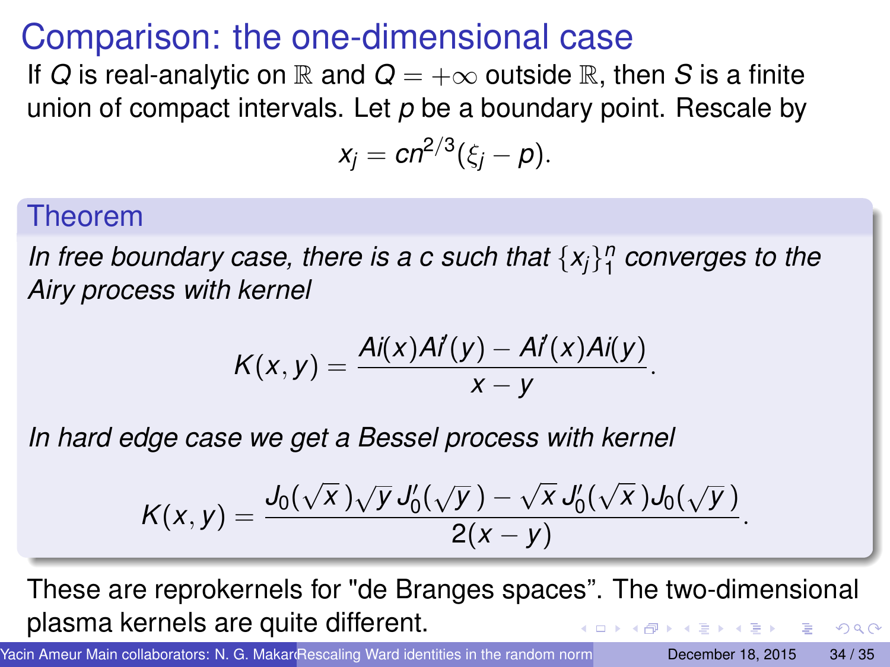# Comparison: the one-dimensional case

If $Q$ is real-analytic on $\mathbb{R}$ and $Q = +\infty$ outside $\mathbb{R}$, then $S$ is a finite union of compact intervals. Let $p$ be a boundary point. Rescale by

$$x_j = cn^{2/3}(\xi_j - p).$$

### Theorem

*In free boundary case, there is a c such that $\{x_j\}_1^n$ converges to the Airy process with kernel*

$$K(x,y) = \frac{Ai(x)Ai'(y) - Ai'(x)Ai(y)}{x-y}.$$

*In hard edge case we get a Bessel process with kernel*

$$K(x,y) = \frac{J_0(\sqrt{x}\,)\sqrt{y}\,J_0'(\sqrt{y}\,) - \sqrt{x}\,J_0'(\sqrt{x}\,)J_0(\sqrt{y}\,)}{2(x-y)}.$$

These are reprokernels for "de Branges spaces". The two-dimensional plasma kernels are quite different.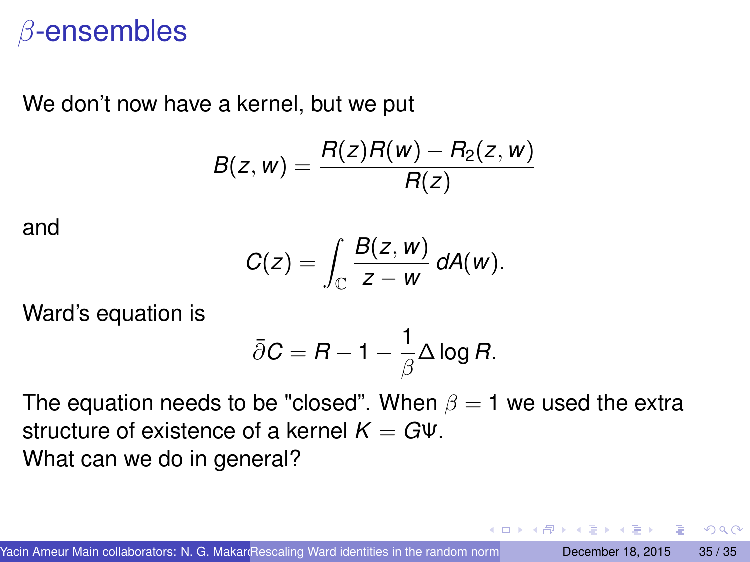# $\beta$-ensembles

We don't now have a kernel, but we put

$$B(z,w) = \frac{R(z)R(w) - R_2(z,w)}{R(z)}$$

and

$$C(z) = \int_{\mathbb{C}} \frac{B(z,w)}{z-w}\, dA(w).$$

Ward's equation is

$$\bar{\partial} C = R - 1 - \frac{1}{\beta}\Delta \log R.$$

The equation needs to be "closed". When $\beta = 1$ we used the extra structure of existence of a kernel $K = G\Psi$.
What can we do in general?